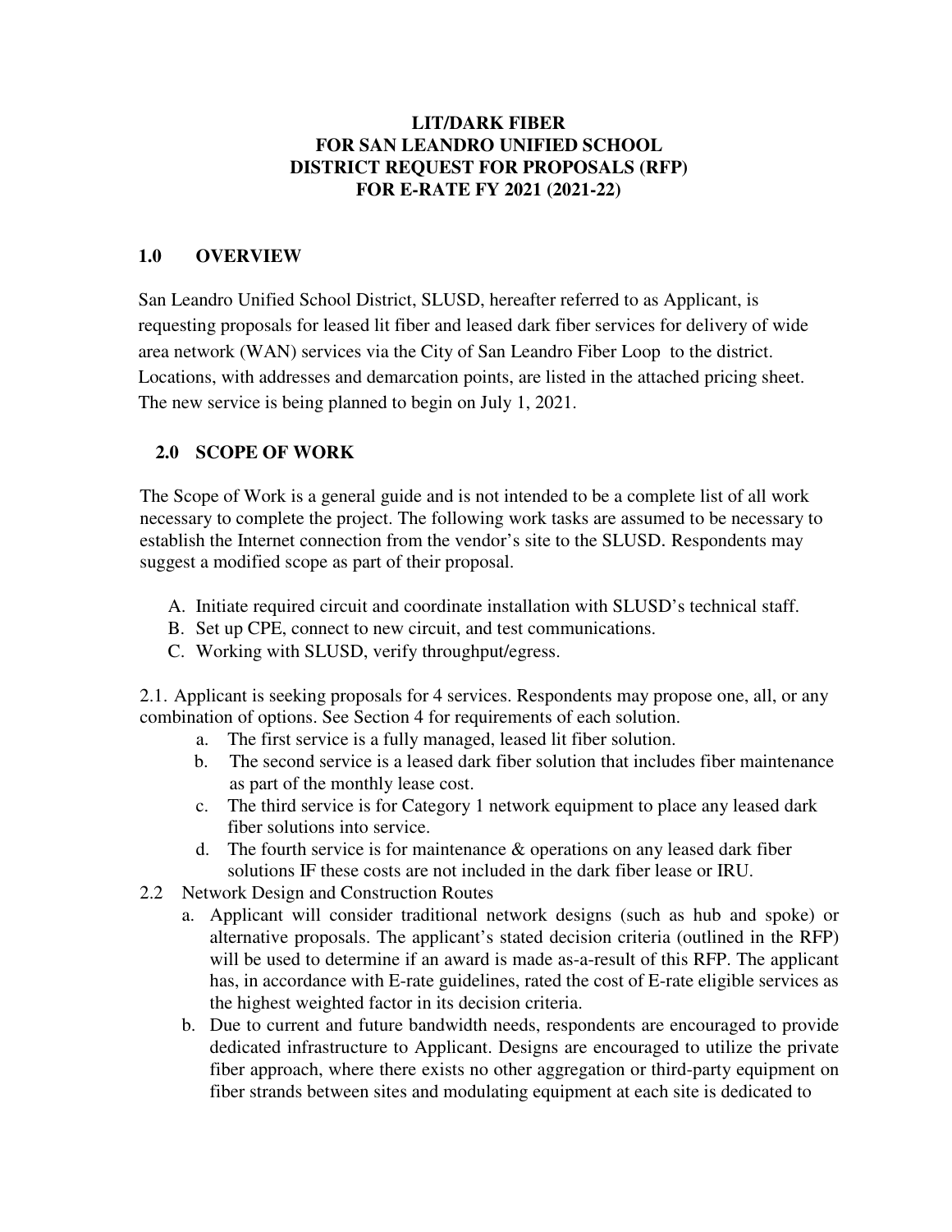# LIT/DARK FIBER FOR SAN LEANDRO UNIFIED SCHOOL DISTRICT REQUEST FOR PROPOSALS (RFP) FOR E-RATE FY 2021 (2021-22)

## 1.0 OVERVIEW

San Leandro Unified School District, SLUSD, hereafter referred to as Applicant, is requesting proposals for leased lit fiber and leased dark fiber services for delivery of wide area network (WAN) services via the City of San Leandro Fiber Loop to the district. Locations, with addresses and demarcation points, are listed in the attached pricing sheet. The new service is being planned to begin on July 1, 2021.

## 2.0 SCOPE OF WORK

The Scope of Work is a general guide and is not intended to be a complete list of all work necessary to complete the project. The following work tasks are assumed to be necessary to establish the Internet connection from the vendor's site to the SLUSD. Respondents may suggest a modified scope as part of their proposal.

A. Initiate required circuit and coordinate installation with SLUSD's technical staff.
B. Set up CPE, connect to new circuit, and test communications.
C. Working with SLUSD, verify throughput/egress.

2.1. Applicant is seeking proposals for 4 services. Respondents may propose one, all, or any combination of options. See Section 4 for requirements of each solution.

a. The first service is a fully managed, leased lit fiber solution.
b. The second service is a leased dark fiber solution that includes fiber maintenance as part of the monthly lease cost.
c. The third service is for Category 1 network equipment to place any leased dark fiber solutions into service.
d. The fourth service is for maintenance & operations on any leased dark fiber solutions IF these costs are not included in the dark fiber lease or IRU.

2.2 Network Design and Construction Routes

a. Applicant will consider traditional network designs (such as hub and spoke) or alternative proposals. The applicant's stated decision criteria (outlined in the RFP) will be used to determine if an award is made as-a-result of this RFP. The applicant has, in accordance with E-rate guidelines, rated the cost of E-rate eligible services as the highest weighted factor in its decision criteria.
b. Due to current and future bandwidth needs, respondents are encouraged to provide dedicated infrastructure to Applicant. Designs are encouraged to utilize the private fiber approach, where there exists no other aggregation or third-party equipment on fiber strands between sites and modulating equipment at each site is dedicated to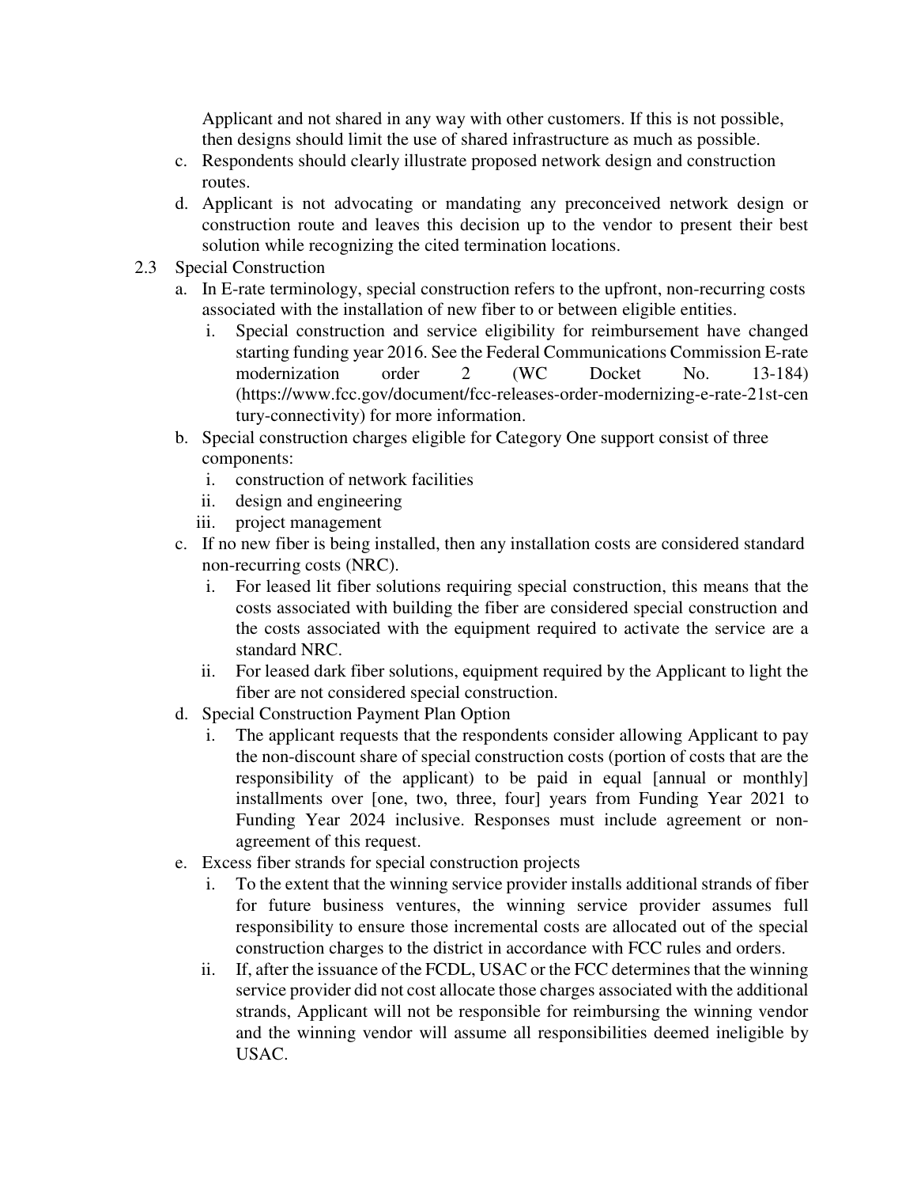Applicant and not shared in any way with other customers. If this is not possible, then designs should limit the use of shared infrastructure as much as possible.

c. Respondents should clearly illustrate proposed network design and construction routes.

d. Applicant is not advocating or mandating any preconceived network design or construction route and leaves this decision up to the vendor to present their best solution while recognizing the cited termination locations.

2.3 Special Construction

a. In E-rate terminology, special construction refers to the upfront, non-recurring costs associated with the installation of new fiber to or between eligible entities.

   i. Special construction and service eligibility for reimbursement have changed starting funding year 2016. See the Federal Communications Commission E-rate modernization order 2 (WC Docket No. 13-184) (https://www.fcc.gov/document/fcc-releases-order-modernizing-e-rate-21st-century-connectivity) for more information.

b. Special construction charges eligible for Category One support consist of three components:

   i. construction of network facilities
   ii. design and engineering
   iii. project management

c. If no new fiber is being installed, then any installation costs are considered standard non-recurring costs (NRC).

   i. For leased lit fiber solutions requiring special construction, this means that the costs associated with building the fiber are considered special construction and the costs associated with the equipment required to activate the service are a standard NRC.
   ii. For leased dark fiber solutions, equipment required by the Applicant to light the fiber are not considered special construction.

d. Special Construction Payment Plan Option

   i. The applicant requests that the respondents consider allowing Applicant to pay the non-discount share of special construction costs (portion of costs that are the responsibility of the applicant) to be paid in equal [annual or monthly] installments over [one, two, three, four] years from Funding Year 2021 to Funding Year 2024 inclusive. Responses must include agreement or non-agreement of this request.

e. Excess fiber strands for special construction projects

   i. To the extent that the winning service provider installs additional strands of fiber for future business ventures, the winning service provider assumes full responsibility to ensure those incremental costs are allocated out of the special construction charges to the district in accordance with FCC rules and orders.
   ii. If, after the issuance of the FCDL, USAC or the FCC determines that the winning service provider did not cost allocate those charges associated with the additional strands, Applicant will not be responsible for reimbursing the winning vendor and the winning vendor will assume all responsibilities deemed ineligible by USAC.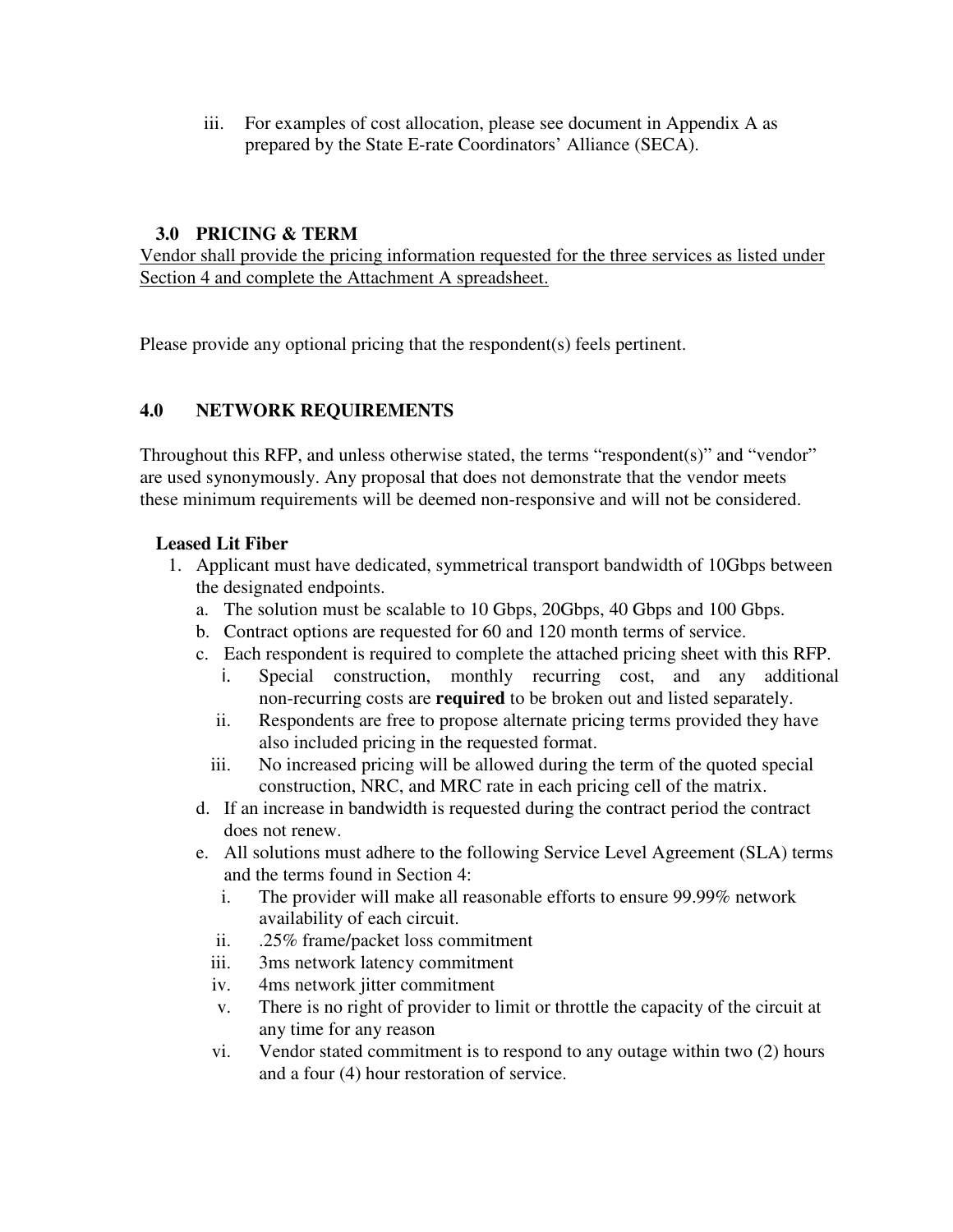iii. For examples of cost allocation, please see document in Appendix A as prepared by the State E-rate Coordinators' Alliance (SECA).

## 3.0 PRICING & TERM

Vendor shall provide the pricing information requested for the three services as listed under Section 4 and complete the Attachment A spreadsheet.

Please provide any optional pricing that the respondent(s) feels pertinent.

## 4.0 NETWORK REQUIREMENTS

Throughout this RFP, and unless otherwise stated, the terms "respondent(s)" and "vendor" are used synonymously. Any proposal that does not demonstrate that the vendor meets these minimum requirements will be deemed non-responsive and will not be considered.

**Leased Lit Fiber**

1. Applicant must have dedicated, symmetrical transport bandwidth of 10Gbps between the designated endpoints.
   a. The solution must be scalable to 10 Gbps, 20Gbps, 40 Gbps and 100 Gbps.
   b. Contract options are requested for 60 and 120 month terms of service.
   c. Each respondent is required to complete the attached pricing sheet with this RFP.
      i. Special construction, monthly recurring cost, and any additional non-recurring costs are **required** to be broken out and listed separately.
      ii. Respondents are free to propose alternate pricing terms provided they have also included pricing in the requested format.
      iii. No increased pricing will be allowed during the term of the quoted special construction, NRC, and MRC rate in each pricing cell of the matrix.
   d. If an increase in bandwidth is requested during the contract period the contract does not renew.
   e. All solutions must adhere to the following Service Level Agreement (SLA) terms and the terms found in Section 4:
      i. The provider will make all reasonable efforts to ensure 99.99% network availability of each circuit.
      ii. .25% frame/packet loss commitment
      iii. 3ms network latency commitment
      iv. 4ms network jitter commitment
      v. There is no right of provider to limit or throttle the capacity of the circuit at any time for any reason
      vi. Vendor stated commitment is to respond to any outage within two (2) hours and a four (4) hour restoration of service.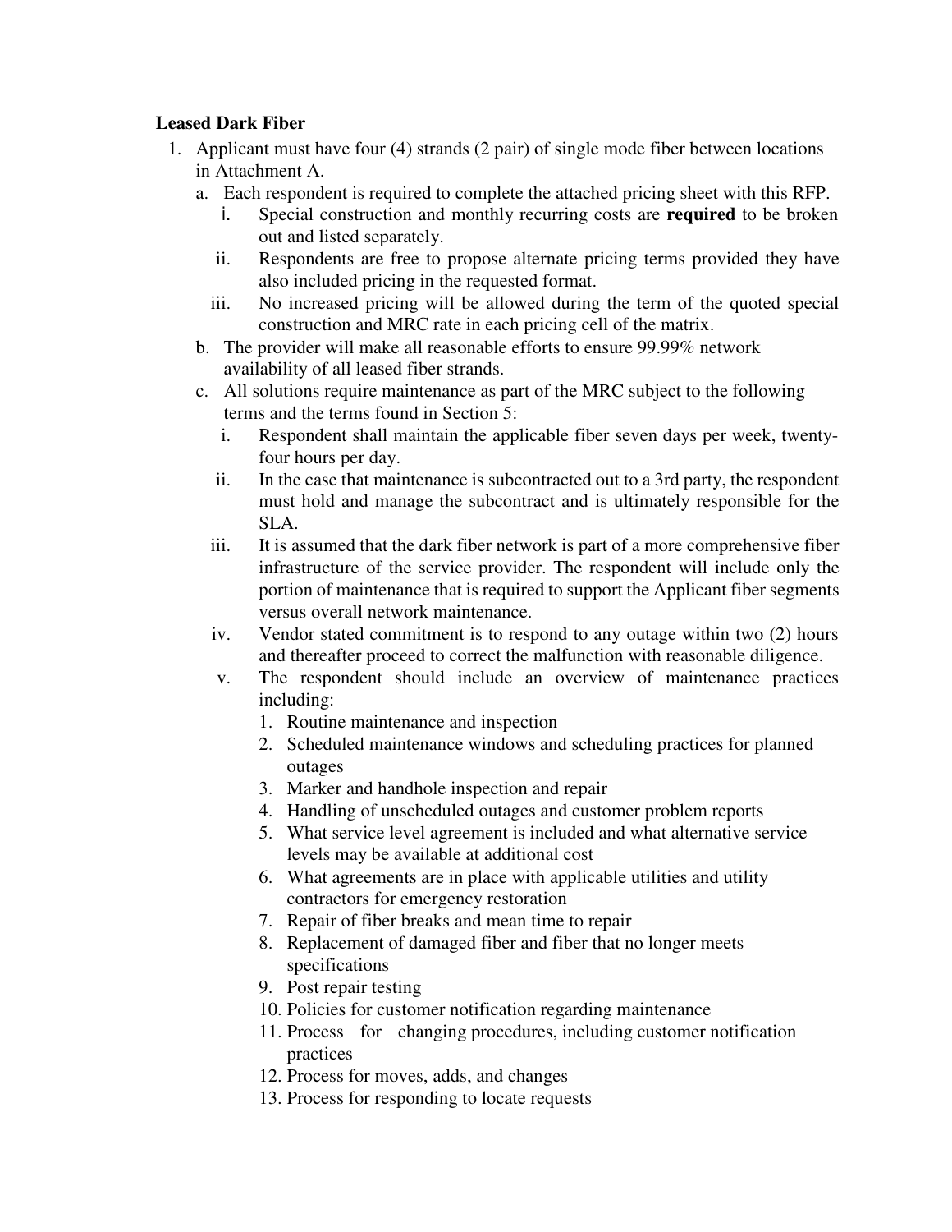**Leased Dark Fiber**

1. Applicant must have four (4) strands (2 pair) of single mode fiber between locations in Attachment A.
   a. Each respondent is required to complete the attached pricing sheet with this RFP.
      i. Special construction and monthly recurring costs are **required** to be broken out and listed separately.
      ii. Respondents are free to propose alternate pricing terms provided they have also included pricing in the requested format.
      iii. No increased pricing will be allowed during the term of the quoted special construction and MRC rate in each pricing cell of the matrix.
   b. The provider will make all reasonable efforts to ensure 99.99% network availability of all leased fiber strands.
   c. All solutions require maintenance as part of the MRC subject to the following terms and the terms found in Section 5:
      i. Respondent shall maintain the applicable fiber seven days per week, twenty-four hours per day.
      ii. In the case that maintenance is subcontracted out to a 3rd party, the respondent must hold and manage the subcontract and is ultimately responsible for the SLA.
      iii. It is assumed that the dark fiber network is part of a more comprehensive fiber infrastructure of the service provider. The respondent will include only the portion of maintenance that is required to support the Applicant fiber segments versus overall network maintenance.
      iv. Vendor stated commitment is to respond to any outage within two (2) hours and thereafter proceed to correct the malfunction with reasonable diligence.
      v. The respondent should include an overview of maintenance practices including:
         1. Routine maintenance and inspection
         2. Scheduled maintenance windows and scheduling practices for planned outages
         3. Marker and handhole inspection and repair
         4. Handling of unscheduled outages and customer problem reports
         5. What service level agreement is included and what alternative service levels may be available at additional cost
         6. What agreements are in place with applicable utilities and utility contractors for emergency restoration
         7. Repair of fiber breaks and mean time to repair
         8. Replacement of damaged fiber and fiber that no longer meets specifications
         9. Post repair testing
         10. Policies for customer notification regarding maintenance
         11. Process for changing procedures, including customer notification practices
         12. Process for moves, adds, and changes
         13. Process for responding to locate requests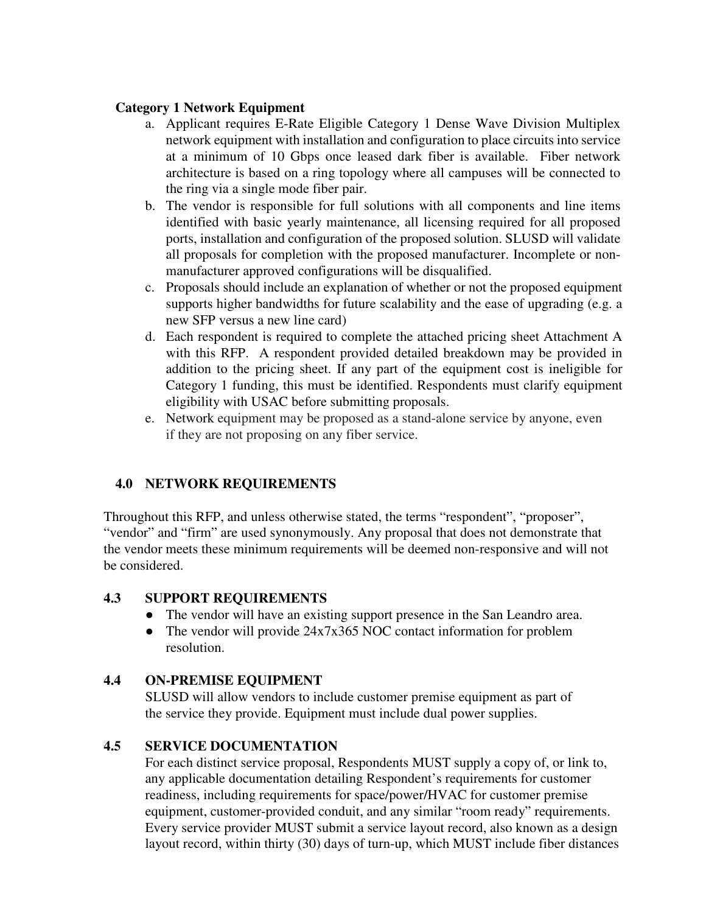**Category 1 Network Equipment**

a. Applicant requires E-Rate Eligible Category 1 Dense Wave Division Multiplex network equipment with installation and configuration to place circuits into service at a minimum of 10 Gbps once leased dark fiber is available. Fiber network architecture is based on a ring topology where all campuses will be connected to the ring via a single mode fiber pair.
b. The vendor is responsible for full solutions with all components and line items identified with basic yearly maintenance, all licensing required for all proposed ports, installation and configuration of the proposed solution. SLUSD will validate all proposals for completion with the proposed manufacturer. Incomplete or non-manufacturer approved configurations will be disqualified.
c. Proposals should include an explanation of whether or not the proposed equipment supports higher bandwidths for future scalability and the ease of upgrading (e.g. a new SFP versus a new line card)
d. Each respondent is required to complete the attached pricing sheet Attachment A with this RFP. A respondent provided detailed breakdown may be provided in addition to the pricing sheet. If any part of the equipment cost is ineligible for Category 1 funding, this must be identified. Respondents must clarify equipment eligibility with USAC before submitting proposals.
e. Network equipment may be proposed as a stand-alone service by anyone, even if they are not proposing on any fiber service.

## 4.0 NETWORK REQUIREMENTS

Throughout this RFP, and unless otherwise stated, the terms "respondent", "proposer", "vendor" and "firm" are used synonymously. Any proposal that does not demonstrate that the vendor meets these minimum requirements will be deemed non-responsive and will not be considered.

### 4.3 SUPPORT REQUIREMENTS

- The vendor will have an existing support presence in the San Leandro area.
- The vendor will provide 24x7x365 NOC contact information for problem resolution.

### 4.4 ON-PREMISE EQUIPMENT

SLUSD will allow vendors to include customer premise equipment as part of the service they provide. Equipment must include dual power supplies.

### 4.5 SERVICE DOCUMENTATION

For each distinct service proposal, Respondents MUST supply a copy of, or link to, any applicable documentation detailing Respondent's requirements for customer readiness, including requirements for space/power/HVAC for customer premise equipment, customer-provided conduit, and any similar "room ready" requirements. Every service provider MUST submit a service layout record, also known as a design layout record, within thirty (30) days of turn-up, which MUST include fiber distances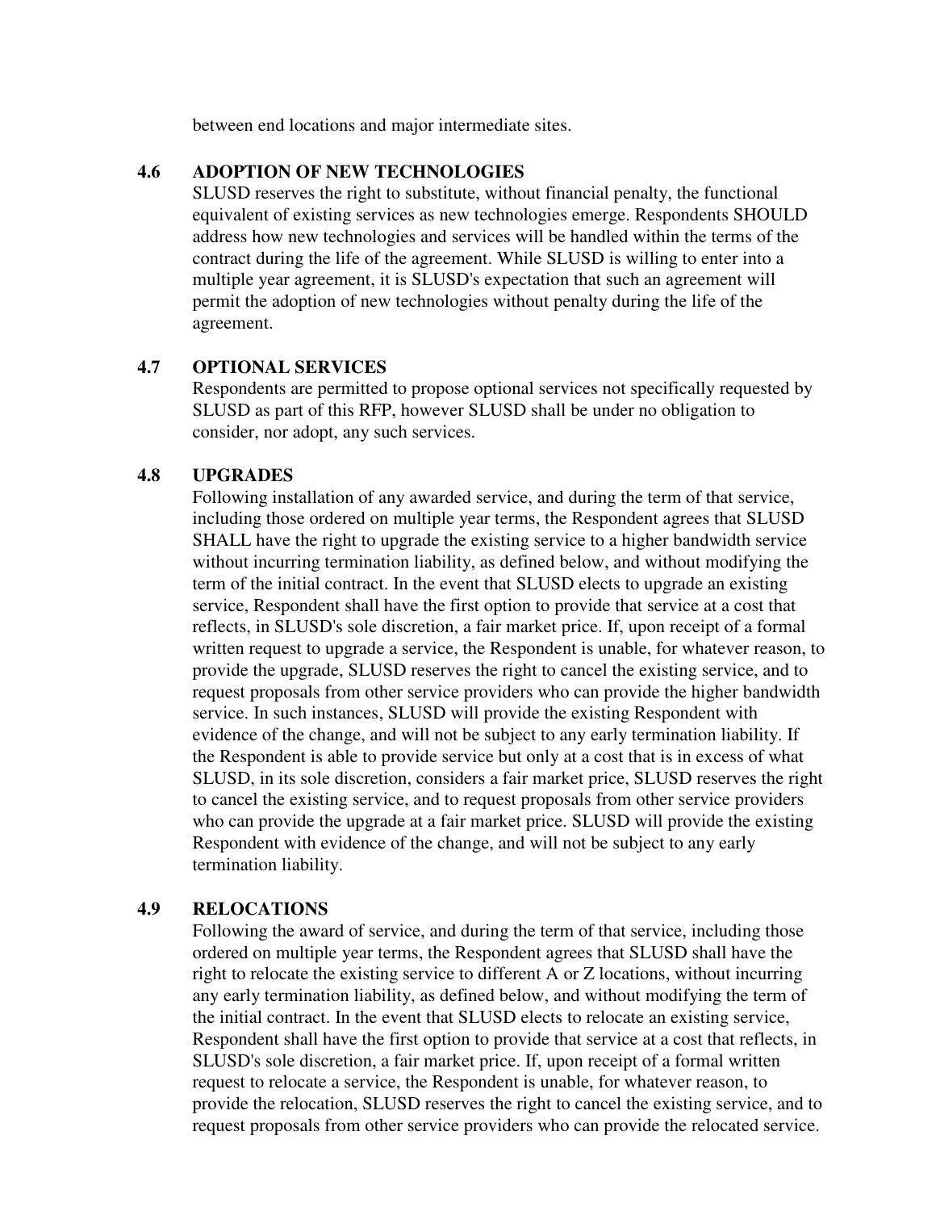between end locations and major intermediate sites.

### 4.6 ADOPTION OF NEW TECHNOLOGIES

SLUSD reserves the right to substitute, without financial penalty, the functional equivalent of existing services as new technologies emerge. Respondents SHOULD address how new technologies and services will be handled within the terms of the contract during the life of the agreement. While SLUSD is willing to enter into a multiple year agreement, it is SLUSD's expectation that such an agreement will permit the adoption of new technologies without penalty during the life of the agreement.

### 4.7 OPTIONAL SERVICES

Respondents are permitted to propose optional services not specifically requested by SLUSD as part of this RFP, however SLUSD shall be under no obligation to consider, nor adopt, any such services.

### 4.8 UPGRADES

Following installation of any awarded service, and during the term of that service, including those ordered on multiple year terms, the Respondent agrees that SLUSD SHALL have the right to upgrade the existing service to a higher bandwidth service without incurring termination liability, as defined below, and without modifying the term of the initial contract. In the event that SLUSD elects to upgrade an existing service, Respondent shall have the first option to provide that service at a cost that reflects, in SLUSD's sole discretion, a fair market price. If, upon receipt of a formal written request to upgrade a service, the Respondent is unable, for whatever reason, to provide the upgrade, SLUSD reserves the right to cancel the existing service, and to request proposals from other service providers who can provide the higher bandwidth service. In such instances, SLUSD will provide the existing Respondent with evidence of the change, and will not be subject to any early termination liability. If the Respondent is able to provide service but only at a cost that is in excess of what SLUSD, in its sole discretion, considers a fair market price, SLUSD reserves the right to cancel the existing service, and to request proposals from other service providers who can provide the upgrade at a fair market price. SLUSD will provide the existing Respondent with evidence of the change, and will not be subject to any early termination liability.

### 4.9 RELOCATIONS

Following the award of service, and during the term of that service, including those ordered on multiple year terms, the Respondent agrees that SLUSD shall have the right to relocate the existing service to different A or Z locations, without incurring any early termination liability, as defined below, and without modifying the term of the initial contract. In the event that SLUSD elects to relocate an existing service, Respondent shall have the first option to provide that service at a cost that reflects, in SLUSD's sole discretion, a fair market price. If, upon receipt of a formal written request to relocate a service, the Respondent is unable, for whatever reason, to provide the relocation, SLUSD reserves the right to cancel the existing service, and to request proposals from other service providers who can provide the relocated service.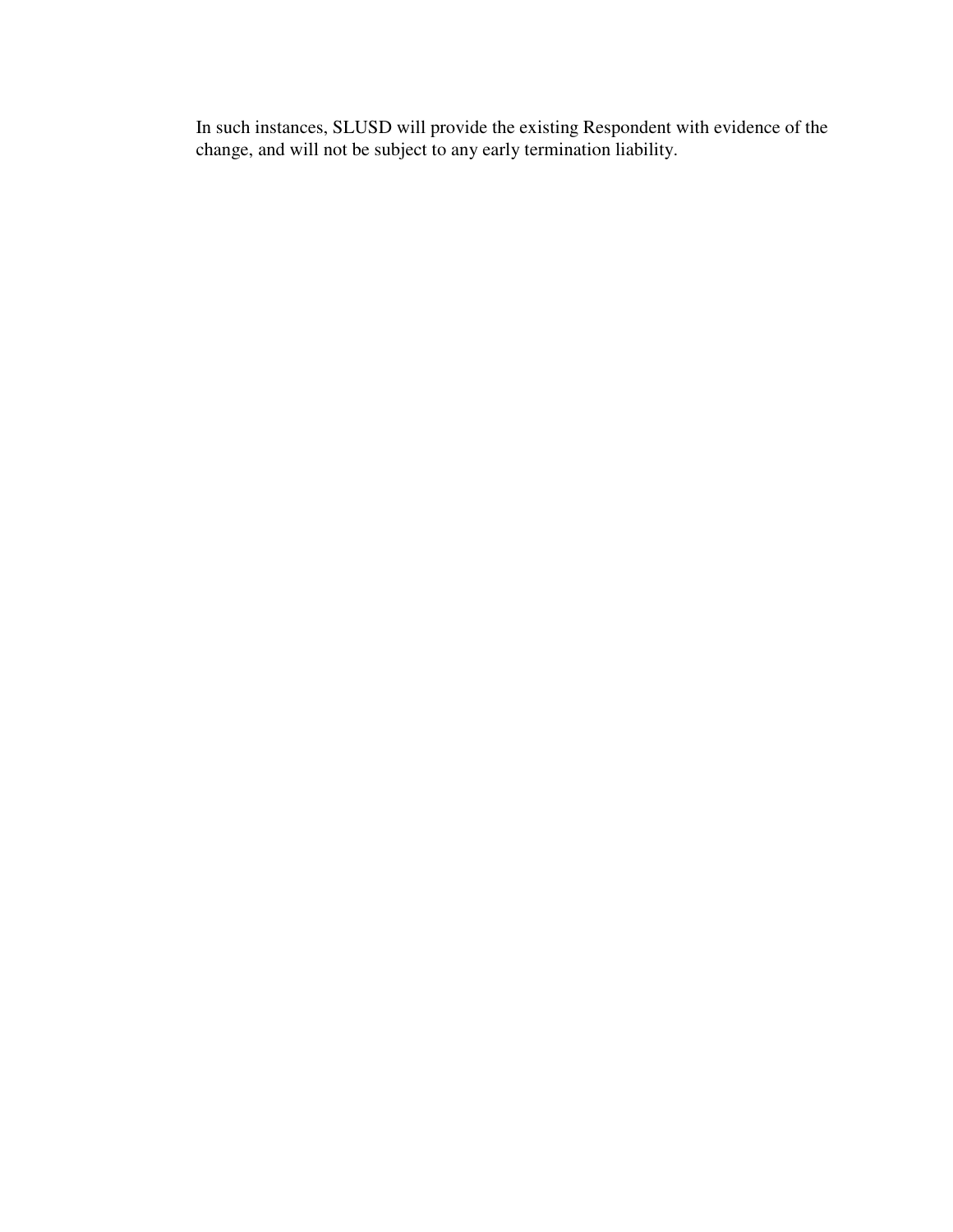In such instances, SLUSD will provide the existing Respondent with evidence of the change, and will not be subject to any early termination liability.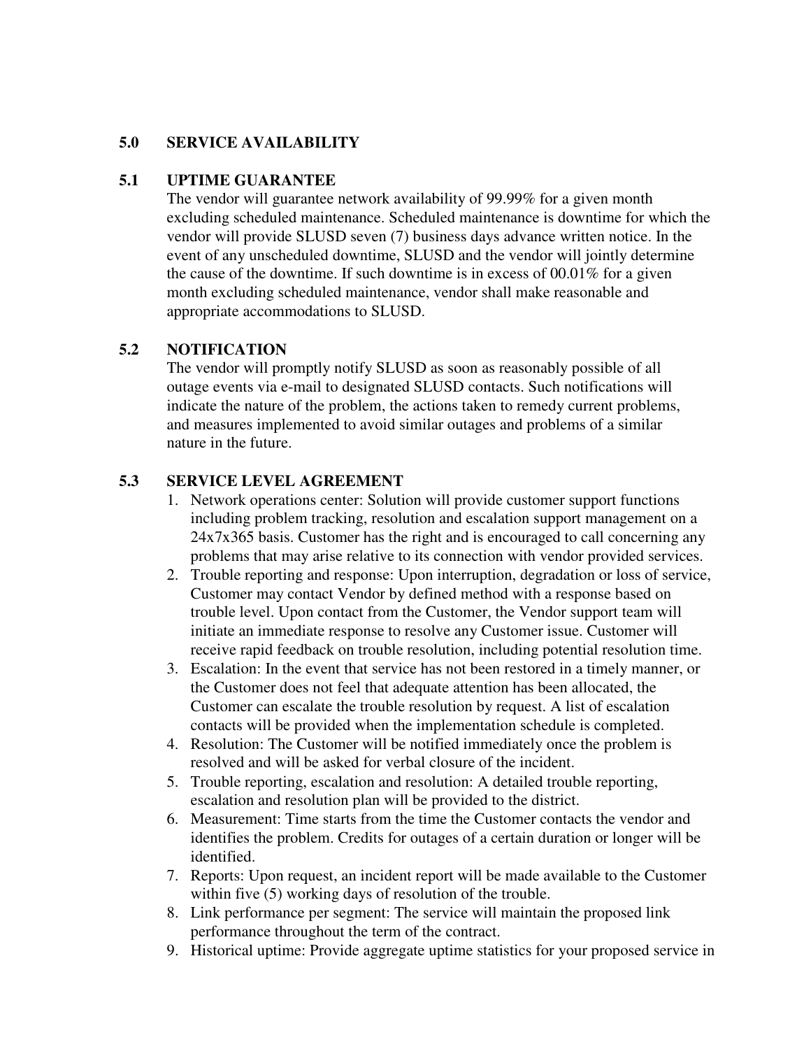## 5.0 SERVICE AVAILABILITY

### 5.1 UPTIME GUARANTEE

The vendor will guarantee network availability of 99.99% for a given month excluding scheduled maintenance. Scheduled maintenance is downtime for which the vendor will provide SLUSD seven (7) business days advance written notice. In the event of any unscheduled downtime, SLUSD and the vendor will jointly determine the cause of the downtime. If such downtime is in excess of 00.01% for a given month excluding scheduled maintenance, vendor shall make reasonable and appropriate accommodations to SLUSD.

### 5.2 NOTIFICATION

The vendor will promptly notify SLUSD as soon as reasonably possible of all outage events via e-mail to designated SLUSD contacts. Such notifications will indicate the nature of the problem, the actions taken to remedy current problems, and measures implemented to avoid similar outages and problems of a similar nature in the future.

### 5.3 SERVICE LEVEL AGREEMENT

1. Network operations center: Solution will provide customer support functions including problem tracking, resolution and escalation support management on a 24x7x365 basis. Customer has the right and is encouraged to call concerning any problems that may arise relative to its connection with vendor provided services.
2. Trouble reporting and response: Upon interruption, degradation or loss of service, Customer may contact Vendor by defined method with a response based on trouble level. Upon contact from the Customer, the Vendor support team will initiate an immediate response to resolve any Customer issue. Customer will receive rapid feedback on trouble resolution, including potential resolution time.
3. Escalation: In the event that service has not been restored in a timely manner, or the Customer does not feel that adequate attention has been allocated, the Customer can escalate the trouble resolution by request. A list of escalation contacts will be provided when the implementation schedule is completed.
4. Resolution: The Customer will be notified immediately once the problem is resolved and will be asked for verbal closure of the incident.
5. Trouble reporting, escalation and resolution: A detailed trouble reporting, escalation and resolution plan will be provided to the district.
6. Measurement: Time starts from the time the Customer contacts the vendor and identifies the problem. Credits for outages of a certain duration or longer will be identified.
7. Reports: Upon request, an incident report will be made available to the Customer within five (5) working days of resolution of the trouble.
8. Link performance per segment: The service will maintain the proposed link performance throughout the term of the contract.
9. Historical uptime: Provide aggregate uptime statistics for your proposed service in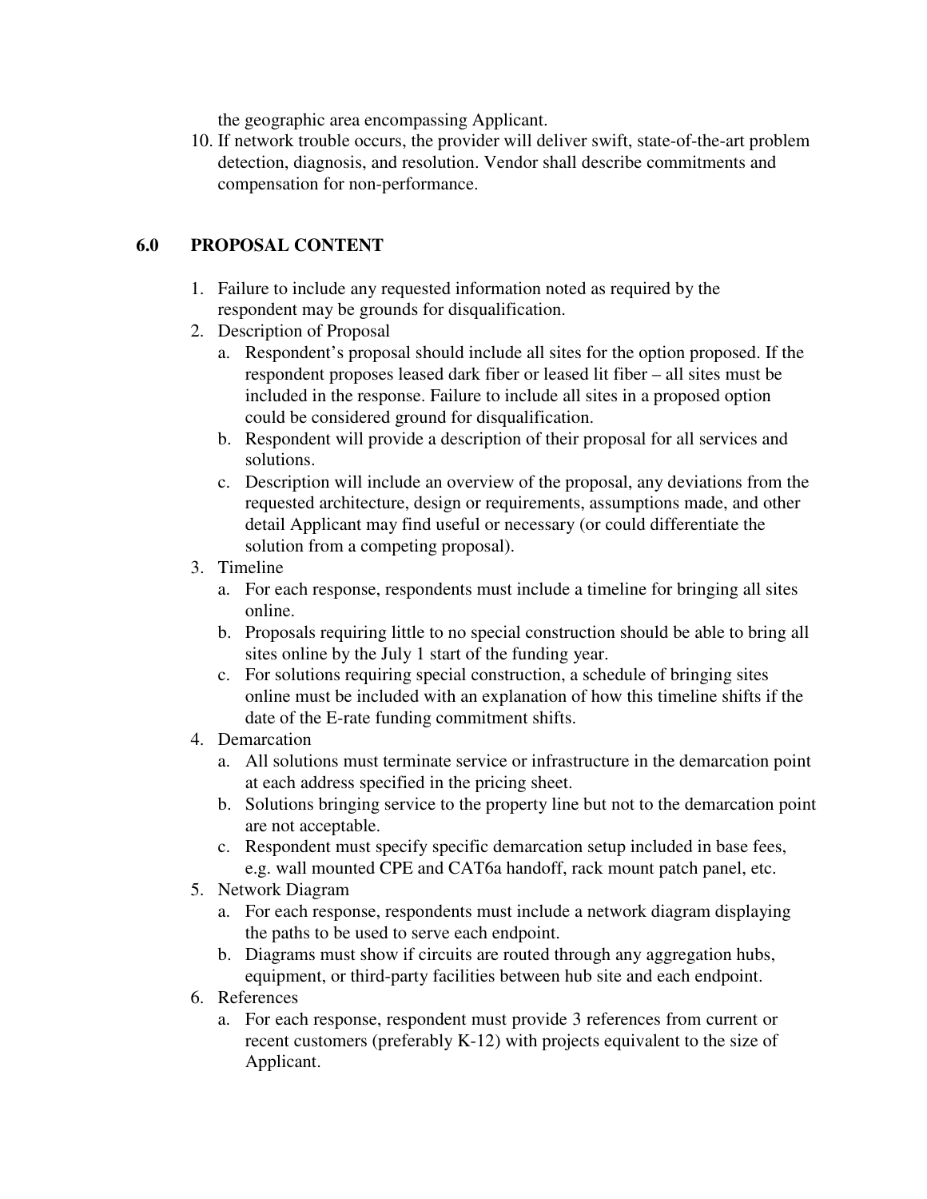the geographic area encompassing Applicant.

10. If network trouble occurs, the provider will deliver swift, state-of-the-art problem detection, diagnosis, and resolution. Vendor shall describe commitments and compensation for non-performance.

## 6.0 PROPOSAL CONTENT

1. Failure to include any requested information noted as required by the respondent may be grounds for disqualification.
2. Description of Proposal
   a. Respondent's proposal should include all sites for the option proposed. If the respondent proposes leased dark fiber or leased lit fiber – all sites must be included in the response. Failure to include all sites in a proposed option could be considered ground for disqualification.
   b. Respondent will provide a description of their proposal for all services and solutions.
   c. Description will include an overview of the proposal, any deviations from the requested architecture, design or requirements, assumptions made, and other detail Applicant may find useful or necessary (or could differentiate the solution from a competing proposal).
3. Timeline
   a. For each response, respondents must include a timeline for bringing all sites online.
   b. Proposals requiring little to no special construction should be able to bring all sites online by the July 1 start of the funding year.
   c. For solutions requiring special construction, a schedule of bringing sites online must be included with an explanation of how this timeline shifts if the date of the E-rate funding commitment shifts.
4. Demarcation
   a. All solutions must terminate service or infrastructure in the demarcation point at each address specified in the pricing sheet.
   b. Solutions bringing service to the property line but not to the demarcation point are not acceptable.
   c. Respondent must specify specific demarcation setup included in base fees, e.g. wall mounted CPE and CAT6a handoff, rack mount patch panel, etc.
5. Network Diagram
   a. For each response, respondents must include a network diagram displaying the paths to be used to serve each endpoint.
   b. Diagrams must show if circuits are routed through any aggregation hubs, equipment, or third-party facilities between hub site and each endpoint.
6. References
   a. For each response, respondent must provide 3 references from current or recent customers (preferably K-12) with projects equivalent to the size of Applicant.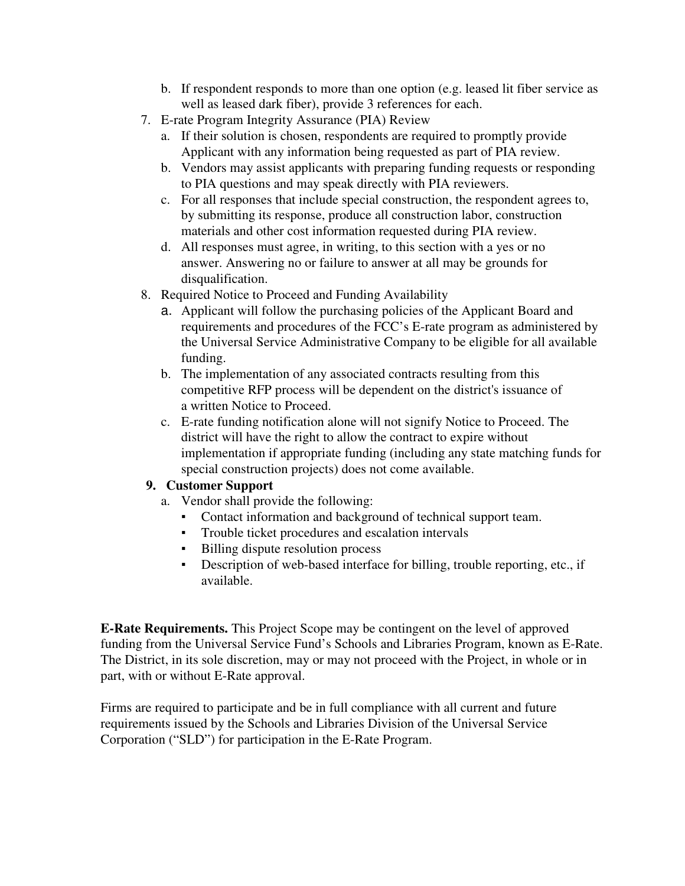b. If respondent responds to more than one option (e.g. leased lit fiber service as well as leased dark fiber), provide 3 references for each.

7. E-rate Program Integrity Assurance (PIA) Review
   a. If their solution is chosen, respondents are required to promptly provide Applicant with any information being requested as part of PIA review.
   b. Vendors may assist applicants with preparing funding requests or responding to PIA questions and may speak directly with PIA reviewers.
   c. For all responses that include special construction, the respondent agrees to, by submitting its response, produce all construction labor, construction materials and other cost information requested during PIA review.
   d. All responses must agree, in writing, to this section with a yes or no answer. Answering no or failure to answer at all may be grounds for disqualification.

8. Required Notice to Proceed and Funding Availability
   a. Applicant will follow the purchasing policies of the Applicant Board and requirements and procedures of the FCC's E-rate program as administered by the Universal Service Administrative Company to be eligible for all available funding.
   b. The implementation of any associated contracts resulting from this competitive RFP process will be dependent on the district's issuance of a written Notice to Proceed.
   c. E-rate funding notification alone will not signify Notice to Proceed. The district will have the right to allow the contract to expire without implementation if appropriate funding (including any state matching funds for special construction projects) does not come available.

9. **Customer Support**
   a. Vendor shall provide the following:
      - Contact information and background of technical support team.
      - Trouble ticket procedures and escalation intervals
      - Billing dispute resolution process
      - Description of web-based interface for billing, trouble reporting, etc., if available.

**E-Rate Requirements.** This Project Scope may be contingent on the level of approved funding from the Universal Service Fund's Schools and Libraries Program, known as E-Rate. The District, in its sole discretion, may or may not proceed with the Project, in whole or in part, with or without E-Rate approval.

Firms are required to participate and be in full compliance with all current and future requirements issued by the Schools and Libraries Division of the Universal Service Corporation ("SLD") for participation in the E-Rate Program.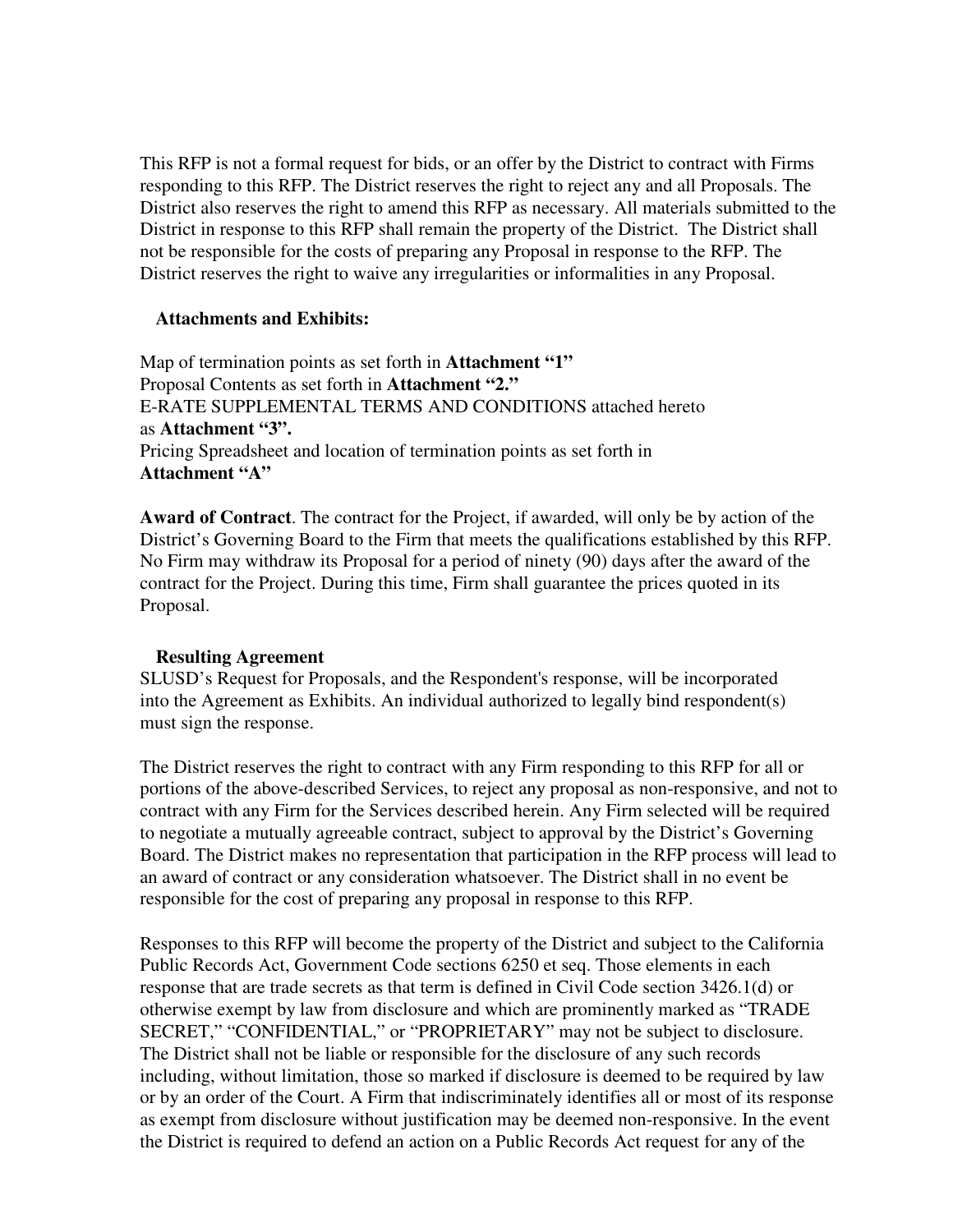This RFP is not a formal request for bids, or an offer by the District to contract with Firms responding to this RFP. The District reserves the right to reject any and all Proposals. The District also reserves the right to amend this RFP as necessary. All materials submitted to the District in response to this RFP shall remain the property of the District. The District shall not be responsible for the costs of preparing any Proposal in response to the RFP. The District reserves the right to waive any irregularities or informalities in any Proposal.

**Attachments and Exhibits:**

Map of termination points as set forth in **Attachment "1"**
Proposal Contents as set forth in **Attachment "2."**
E-RATE SUPPLEMENTAL TERMS AND CONDITIONS attached hereto as **Attachment "3".**
Pricing Spreadsheet and location of termination points as set forth in **Attachment "A"**

**Award of Contract**. The contract for the Project, if awarded, will only be by action of the District's Governing Board to the Firm that meets the qualifications established by this RFP. No Firm may withdraw its Proposal for a period of ninety (90) days after the award of the contract for the Project. During this time, Firm shall guarantee the prices quoted in its Proposal.

**Resulting Agreement**
SLUSD's Request for Proposals, and the Respondent's response, will be incorporated into the Agreement as Exhibits. An individual authorized to legally bind respondent(s) must sign the response.

The District reserves the right to contract with any Firm responding to this RFP for all or portions of the above-described Services, to reject any proposal as non-responsive, and not to contract with any Firm for the Services described herein. Any Firm selected will be required to negotiate a mutually agreeable contract, subject to approval by the District's Governing Board. The District makes no representation that participation in the RFP process will lead to an award of contract or any consideration whatsoever. The District shall in no event be responsible for the cost of preparing any proposal in response to this RFP.

Responses to this RFP will become the property of the District and subject to the California Public Records Act, Government Code sections 6250 et seq. Those elements in each response that are trade secrets as that term is defined in Civil Code section 3426.1(d) or otherwise exempt by law from disclosure and which are prominently marked as "TRADE SECRET," "CONFIDENTIAL," or "PROPRIETARY" may not be subject to disclosure. The District shall not be liable or responsible for the disclosure of any such records including, without limitation, those so marked if disclosure is deemed to be required by law or by an order of the Court. A Firm that indiscriminately identifies all or most of its response as exempt from disclosure without justification may be deemed non-responsive. In the event the District is required to defend an action on a Public Records Act request for any of the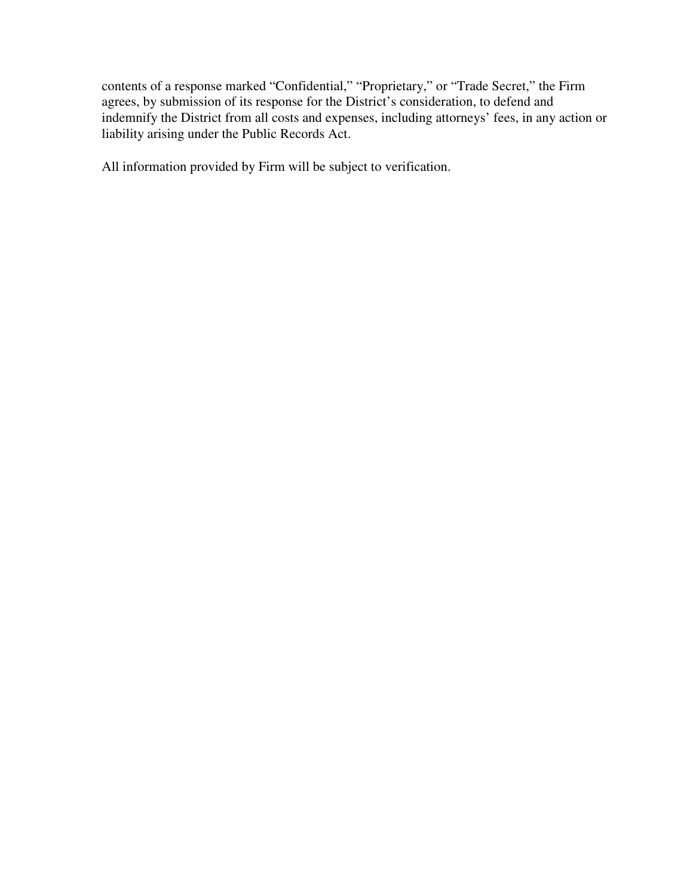contents of a response marked “Confidential,” “Proprietary,” or “Trade Secret,” the Firm agrees, by submission of its response for the District’s consideration, to defend and indemnify the District from all costs and expenses, including attorneys’ fees, in any action or liability arising under the Public Records Act.

All information provided by Firm will be subject to verification.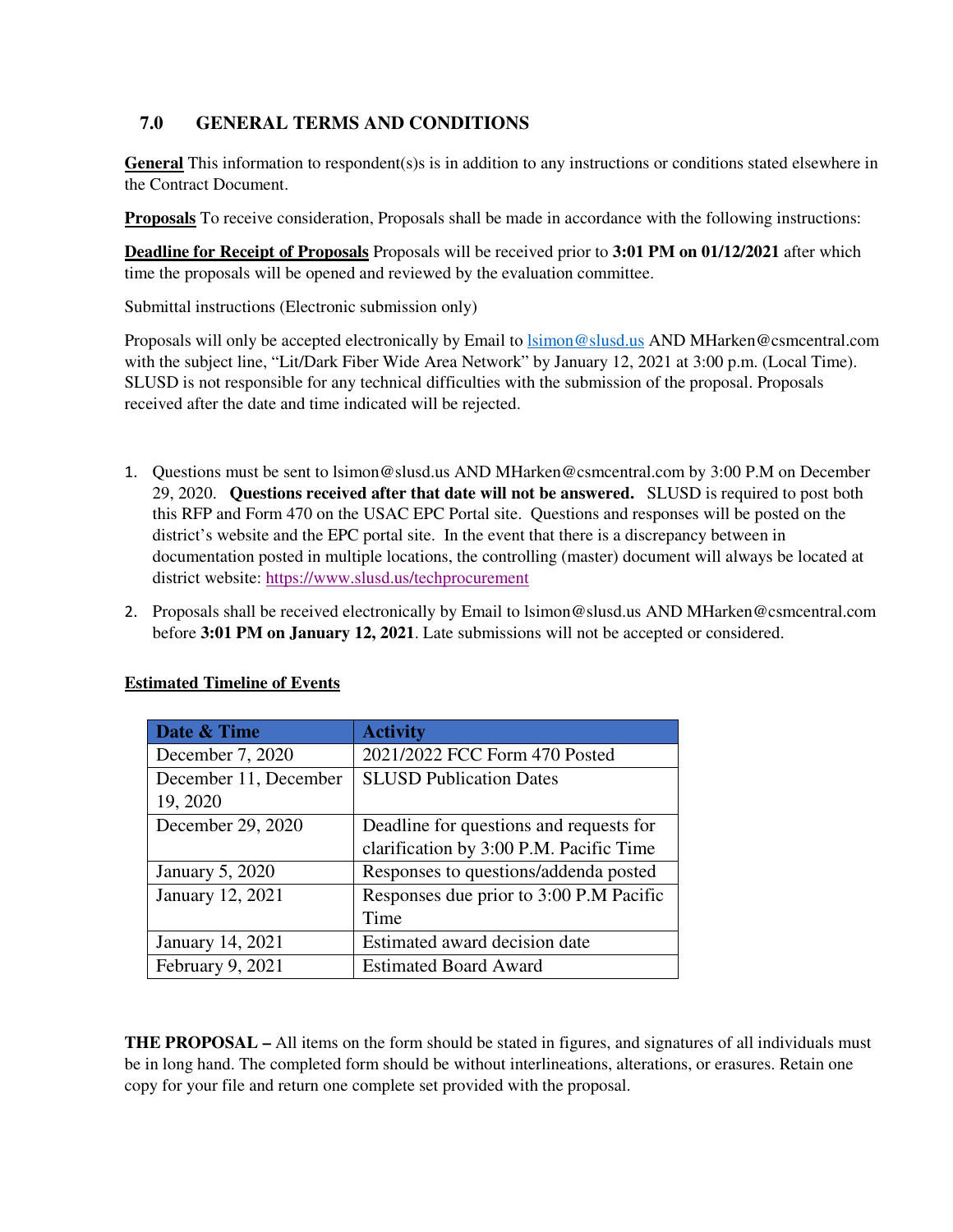## 7.0 GENERAL TERMS AND CONDITIONS

**General** This information to respondent(s)s is in addition to any instructions or conditions stated elsewhere in the Contract Document.

**Proposals** To receive consideration, Proposals shall be made in accordance with the following instructions:

**Deadline for Receipt of Proposals** Proposals will be received prior to **3:01 PM on 01/12/2021** after which time the proposals will be opened and reviewed by the evaluation committee.

Submittal instructions (Electronic submission only)

Proposals will only be accepted electronically by Email to lsimon@slusd.us AND MHarken@csmcentral.com with the subject line, "Lit/Dark Fiber Wide Area Network" by January 12, 2021 at 3:00 p.m. (Local Time). SLUSD is not responsible for any technical difficulties with the submission of the proposal. Proposals received after the date and time indicated will be rejected.

1. Questions must be sent to lsimon@slusd.us AND MHarken@csmcentral.com by 3:00 P.M on December 29, 2020. **Questions received after that date will not be answered.** SLUSD is required to post both this RFP and Form 470 on the USAC EPC Portal site. Questions and responses will be posted on the district's website and the EPC portal site. In the event that there is a discrepancy between in documentation posted in multiple locations, the controlling (master) document will always be located at district website: https://www.slusd.us/techprocurement

2. Proposals shall be received electronically by Email to lsimon@slusd.us AND MHarken@csmcentral.com before **3:01 PM on January 12, 2021**. Late submissions will not be accepted or considered.

**Estimated Timeline of Events**

| Date & Time | Activity |
|---|---|
| December 7, 2020 | 2021/2022 FCC Form 470 Posted |
| December 11, December 19, 2020 | SLUSD Publication Dates |
| December 29, 2020 | Deadline for questions and requests for clarification by 3:00 P.M. Pacific Time |
| January 5, 2020 | Responses to questions/addenda posted |
| January 12, 2021 | Responses due prior to 3:00 P.M Pacific Time |
| January 14, 2021 | Estimated award decision date |
| February 9, 2021 | Estimated Board Award |

**THE PROPOSAL –** All items on the form should be stated in figures, and signatures of all individuals must be in long hand. The completed form should be without interlineations, alterations, or erasures. Retain one copy for your file and return one complete set provided with the proposal.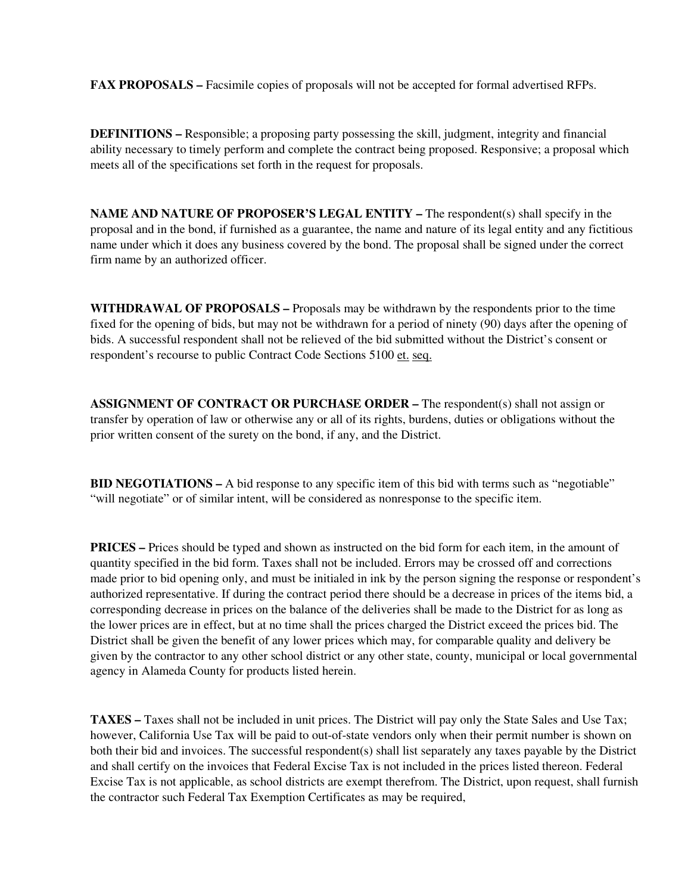**FAX PROPOSALS –** Facsimile copies of proposals will not be accepted for formal advertised RFPs.

**DEFINITIONS –** Responsible; a proposing party possessing the skill, judgment, integrity and financial ability necessary to timely perform and complete the contract being proposed. Responsive; a proposal which meets all of the specifications set forth in the request for proposals.

**NAME AND NATURE OF PROPOSER'S LEGAL ENTITY –** The respondent(s) shall specify in the proposal and in the bond, if furnished as a guarantee, the name and nature of its legal entity and any fictitious name under which it does any business covered by the bond. The proposal shall be signed under the correct firm name by an authorized officer.

**WITHDRAWAL OF PROPOSALS –** Proposals may be withdrawn by the respondents prior to the time fixed for the opening of bids, but may not be withdrawn for a period of ninety (90) days after the opening of bids. A successful respondent shall not be relieved of the bid submitted without the District's consent or respondent's recourse to public Contract Code Sections 5100 et. seq.

**ASSIGNMENT OF CONTRACT OR PURCHASE ORDER –** The respondent(s) shall not assign or transfer by operation of law or otherwise any or all of its rights, burdens, duties or obligations without the prior written consent of the surety on the bond, if any, and the District.

**BID NEGOTIATIONS –** A bid response to any specific item of this bid with terms such as "negotiable" "will negotiate" or of similar intent, will be considered as nonresponse to the specific item.

**PRICES –** Prices should be typed and shown as instructed on the bid form for each item, in the amount of quantity specified in the bid form. Taxes shall not be included. Errors may be crossed off and corrections made prior to bid opening only, and must be initialed in ink by the person signing the response or respondent's authorized representative. If during the contract period there should be a decrease in prices of the items bid, a corresponding decrease in prices on the balance of the deliveries shall be made to the District for as long as the lower prices are in effect, but at no time shall the prices charged the District exceed the prices bid. The District shall be given the benefit of any lower prices which may, for comparable quality and delivery be given by the contractor to any other school district or any other state, county, municipal or local governmental agency in Alameda County for products listed herein.

**TAXES –** Taxes shall not be included in unit prices. The District will pay only the State Sales and Use Tax; however, California Use Tax will be paid to out-of-state vendors only when their permit number is shown on both their bid and invoices. The successful respondent(s) shall list separately any taxes payable by the District and shall certify on the invoices that Federal Excise Tax is not included in the prices listed thereon. Federal Excise Tax is not applicable, as school districts are exempt therefrom. The District, upon request, shall furnish the contractor such Federal Tax Exemption Certificates as may be required,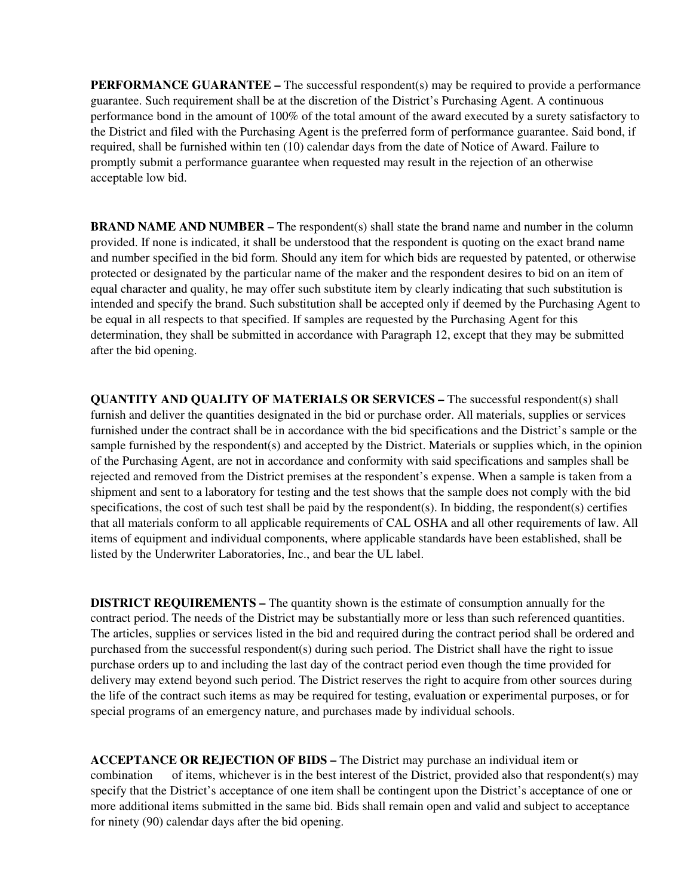**PERFORMANCE GUARANTEE –** The successful respondent(s) may be required to provide a performance guarantee. Such requirement shall be at the discretion of the District's Purchasing Agent. A continuous performance bond in the amount of 100% of the total amount of the award executed by a surety satisfactory to the District and filed with the Purchasing Agent is the preferred form of performance guarantee. Said bond, if required, shall be furnished within ten (10) calendar days from the date of Notice of Award. Failure to promptly submit a performance guarantee when requested may result in the rejection of an otherwise acceptable low bid.

**BRAND NAME AND NUMBER –** The respondent(s) shall state the brand name and number in the column provided. If none is indicated, it shall be understood that the respondent is quoting on the exact brand name and number specified in the bid form. Should any item for which bids are requested by patented, or otherwise protected or designated by the particular name of the maker and the respondent desires to bid on an item of equal character and quality, he may offer such substitute item by clearly indicating that such substitution is intended and specify the brand. Such substitution shall be accepted only if deemed by the Purchasing Agent to be equal in all respects to that specified. If samples are requested by the Purchasing Agent for this determination, they shall be submitted in accordance with Paragraph 12, except that they may be submitted after the bid opening.

**QUANTITY AND QUALITY OF MATERIALS OR SERVICES –** The successful respondent(s) shall furnish and deliver the quantities designated in the bid or purchase order. All materials, supplies or services furnished under the contract shall be in accordance with the bid specifications and the District's sample or the sample furnished by the respondent(s) and accepted by the District. Materials or supplies which, in the opinion of the Purchasing Agent, are not in accordance and conformity with said specifications and samples shall be rejected and removed from the District premises at the respondent's expense. When a sample is taken from a shipment and sent to a laboratory for testing and the test shows that the sample does not comply with the bid specifications, the cost of such test shall be paid by the respondent(s). In bidding, the respondent(s) certifies that all materials conform to all applicable requirements of CAL OSHA and all other requirements of law. All items of equipment and individual components, where applicable standards have been established, shall be listed by the Underwriter Laboratories, Inc., and bear the UL label.

**DISTRICT REQUIREMENTS –** The quantity shown is the estimate of consumption annually for the contract period. The needs of the District may be substantially more or less than such referenced quantities. The articles, supplies or services listed in the bid and required during the contract period shall be ordered and purchased from the successful respondent(s) during such period. The District shall have the right to issue purchase orders up to and including the last day of the contract period even though the time provided for delivery may extend beyond such period. The District reserves the right to acquire from other sources during the life of the contract such items as may be required for testing, evaluation or experimental purposes, or for special programs of an emergency nature, and purchases made by individual schools.

**ACCEPTANCE OR REJECTION OF BIDS –** The District may purchase an individual item or combination of items, whichever is in the best interest of the District, provided also that respondent(s) may specify that the District's acceptance of one item shall be contingent upon the District's acceptance of one or more additional items submitted in the same bid. Bids shall remain open and valid and subject to acceptance for ninety (90) calendar days after the bid opening.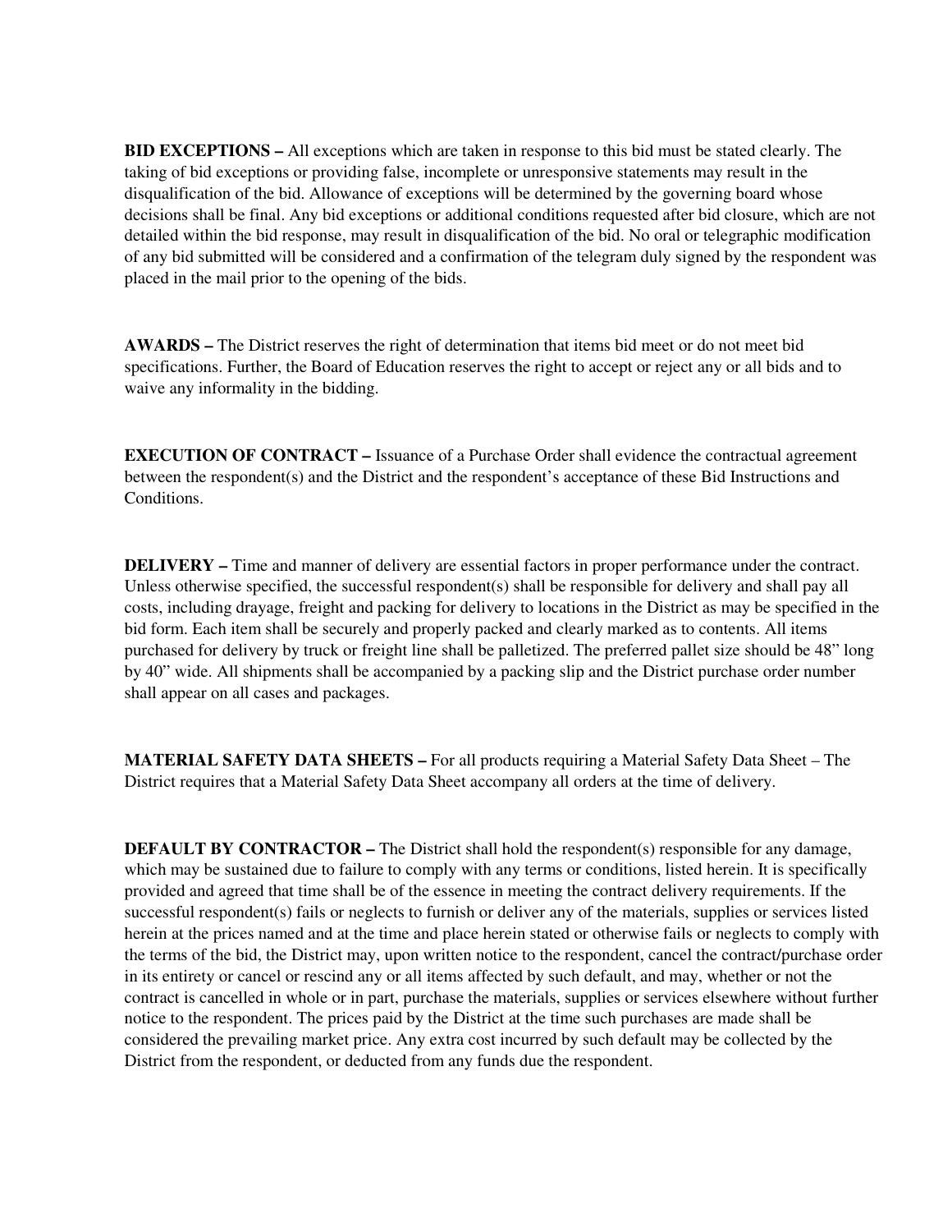**BID EXCEPTIONS –** All exceptions which are taken in response to this bid must be stated clearly. The taking of bid exceptions or providing false, incomplete or unresponsive statements may result in the disqualification of the bid. Allowance of exceptions will be determined by the governing board whose decisions shall be final. Any bid exceptions or additional conditions requested after bid closure, which are not detailed within the bid response, may result in disqualification of the bid. No oral or telegraphic modification of any bid submitted will be considered and a confirmation of the telegram duly signed by the respondent was placed in the mail prior to the opening of the bids.

**AWARDS –** The District reserves the right of determination that items bid meet or do not meet bid specifications. Further, the Board of Education reserves the right to accept or reject any or all bids and to waive any informality in the bidding.

**EXECUTION OF CONTRACT –** Issuance of a Purchase Order shall evidence the contractual agreement between the respondent(s) and the District and the respondent's acceptance of these Bid Instructions and Conditions.

**DELIVERY –** Time and manner of delivery are essential factors in proper performance under the contract. Unless otherwise specified, the successful respondent(s) shall be responsible for delivery and shall pay all costs, including drayage, freight and packing for delivery to locations in the District as may be specified in the bid form. Each item shall be securely and properly packed and clearly marked as to contents. All items purchased for delivery by truck or freight line shall be palletized. The preferred pallet size should be 48" long by 40" wide. All shipments shall be accompanied by a packing slip and the District purchase order number shall appear on all cases and packages.

**MATERIAL SAFETY DATA SHEETS –** For all products requiring a Material Safety Data Sheet – The District requires that a Material Safety Data Sheet accompany all orders at the time of delivery.

**DEFAULT BY CONTRACTOR –** The District shall hold the respondent(s) responsible for any damage, which may be sustained due to failure to comply with any terms or conditions, listed herein. It is specifically provided and agreed that time shall be of the essence in meeting the contract delivery requirements. If the successful respondent(s) fails or neglects to furnish or deliver any of the materials, supplies or services listed herein at the prices named and at the time and place herein stated or otherwise fails or neglects to comply with the terms of the bid, the District may, upon written notice to the respondent, cancel the contract/purchase order in its entirety or cancel or rescind any or all items affected by such default, and may, whether or not the contract is cancelled in whole or in part, purchase the materials, supplies or services elsewhere without further notice to the respondent. The prices paid by the District at the time such purchases are made shall be considered the prevailing market price. Any extra cost incurred by such default may be collected by the District from the respondent, or deducted from any funds due the respondent.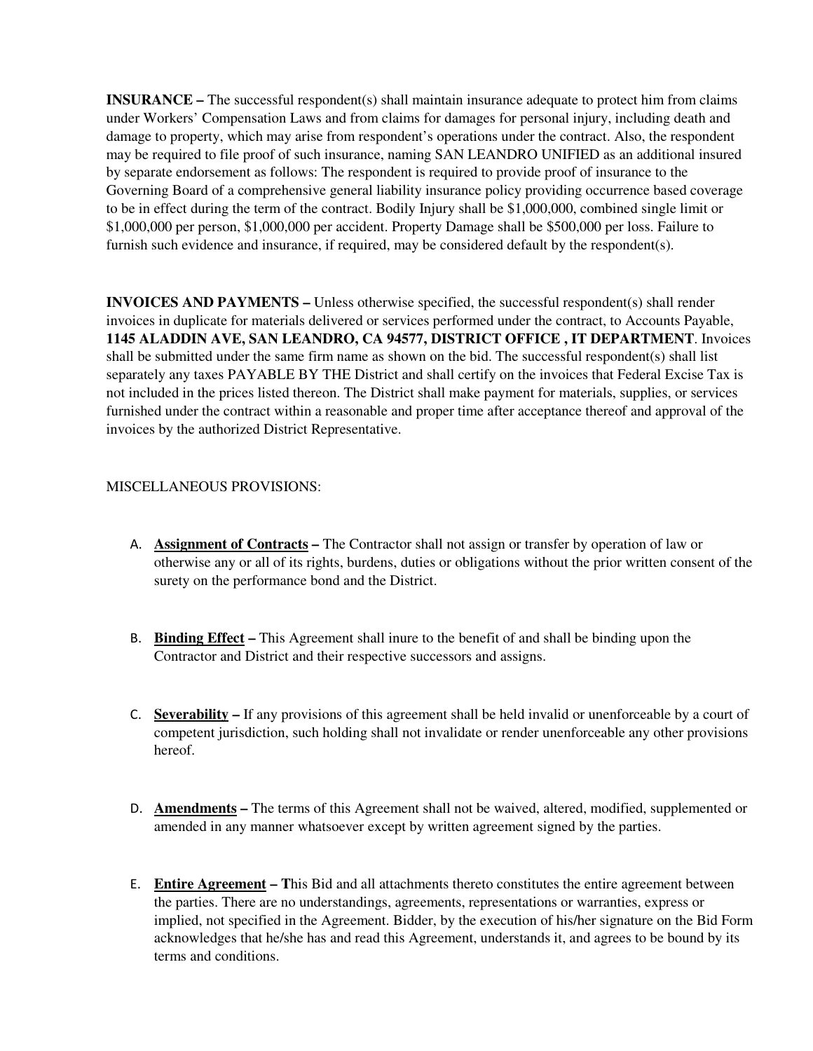**INSURANCE –** The successful respondent(s) shall maintain insurance adequate to protect him from claims under Workers' Compensation Laws and from claims for damages for personal injury, including death and damage to property, which may arise from respondent's operations under the contract. Also, the respondent may be required to file proof of such insurance, naming SAN LEANDRO UNIFIED as an additional insured by separate endorsement as follows: The respondent is required to provide proof of insurance to the Governing Board of a comprehensive general liability insurance policy providing occurrence based coverage to be in effect during the term of the contract. Bodily Injury shall be $1,000,000, combined single limit or $1,000,000 per person, $1,000,000 per accident. Property Damage shall be $500,000 per loss. Failure to furnish such evidence and insurance, if required, may be considered default by the respondent(s).

**INVOICES AND PAYMENTS –** Unless otherwise specified, the successful respondent(s) shall render invoices in duplicate for materials delivered or services performed under the contract, to Accounts Payable, **1145 ALADDIN AVE, SAN LEANDRO, CA 94577, DISTRICT OFFICE , IT DEPARTMENT**. Invoices shall be submitted under the same firm name as shown on the bid. The successful respondent(s) shall list separately any taxes PAYABLE BY THE District and shall certify on the invoices that Federal Excise Tax is not included in the prices listed thereon. The District shall make payment for materials, supplies, or services furnished under the contract within a reasonable and proper time after acceptance thereof and approval of the invoices by the authorized District Representative.

MISCELLANEOUS PROVISIONS:

A. **Assignment of Contracts –** The Contractor shall not assign or transfer by operation of law or otherwise any or all of its rights, burdens, duties or obligations without the prior written consent of the surety on the performance bond and the District.

B. **Binding Effect –** This Agreement shall inure to the benefit of and shall be binding upon the Contractor and District and their respective successors and assigns.

C. **Severability –** If any provisions of this agreement shall be held invalid or unenforceable by a court of competent jurisdiction, such holding shall not invalidate or render unenforceable any other provisions hereof.

D. **Amendments –** The terms of this Agreement shall not be waived, altered, modified, supplemented or amended in any manner whatsoever except by written agreement signed by the parties.

E. **Entire Agreement – T**his Bid and all attachments thereto constitutes the entire agreement between the parties. There are no understandings, agreements, representations or warranties, express or implied, not specified in the Agreement. Bidder, by the execution of his/her signature on the Bid Form acknowledges that he/she has and read this Agreement, understands it, and agrees to be bound by its terms and conditions.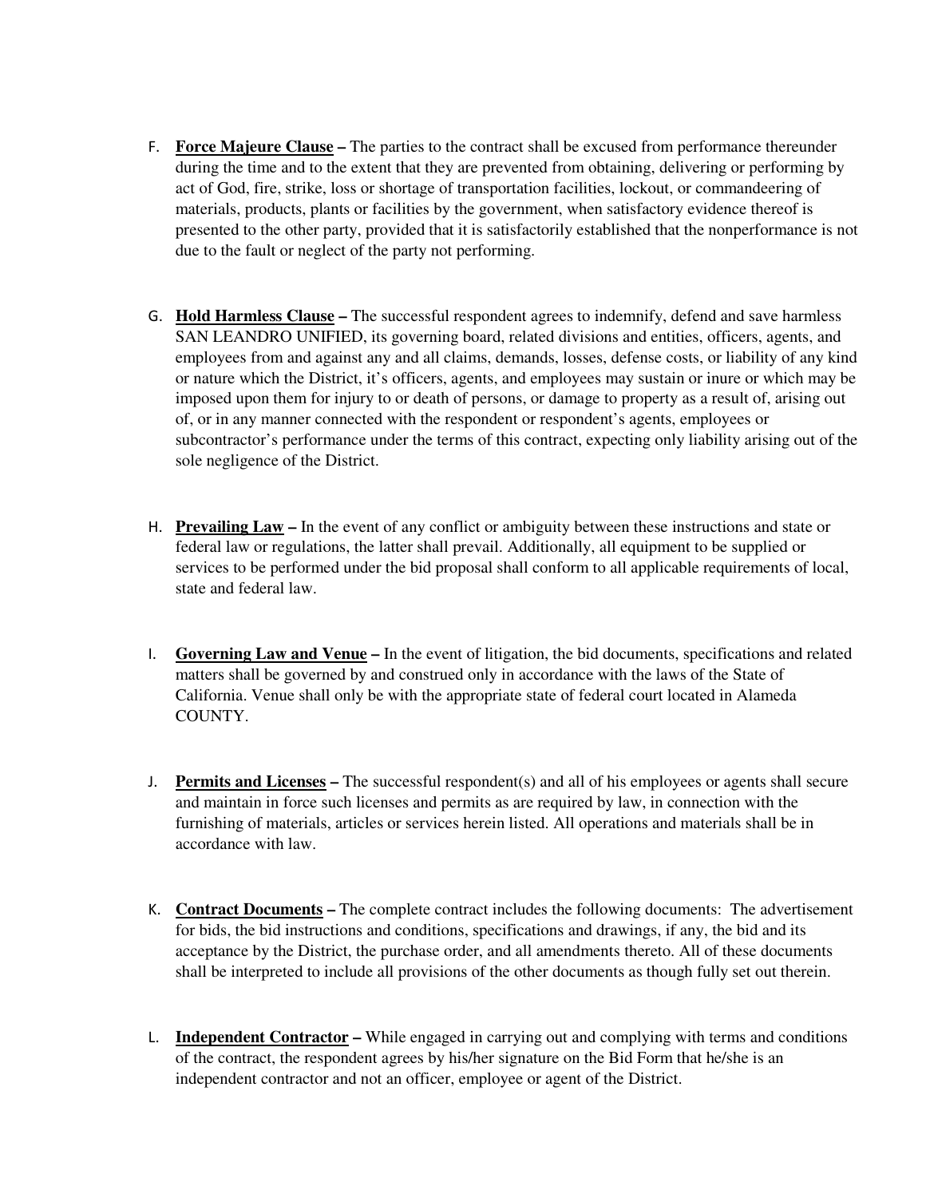F. **Force Majeure Clause** – The parties to the contract shall be excused from performance thereunder during the time and to the extent that they are prevented from obtaining, delivering or performing by act of God, fire, strike, loss or shortage of transportation facilities, lockout, or commandeering of materials, products, plants or facilities by the government, when satisfactory evidence thereof is presented to the other party, provided that it is satisfactorily established that the nonperformance is not due to the fault or neglect of the party not performing.

G. **Hold Harmless Clause** – The successful respondent agrees to indemnify, defend and save harmless SAN LEANDRO UNIFIED, its governing board, related divisions and entities, officers, agents, and employees from and against any and all claims, demands, losses, defense costs, or liability of any kind or nature which the District, it's officers, agents, and employees may sustain or inure or which may be imposed upon them for injury to or death of persons, or damage to property as a result of, arising out of, or in any manner connected with the respondent or respondent's agents, employees or subcontractor's performance under the terms of this contract, expecting only liability arising out of the sole negligence of the District.

H. **Prevailing Law** – In the event of any conflict or ambiguity between these instructions and state or federal law or regulations, the latter shall prevail. Additionally, all equipment to be supplied or services to be performed under the bid proposal shall conform to all applicable requirements of local, state and federal law.

I. **Governing Law and Venue** – In the event of litigation, the bid documents, specifications and related matters shall be governed by and construed only in accordance with the laws of the State of California. Venue shall only be with the appropriate state of federal court located in Alameda COUNTY.

J. **Permits and Licenses** – The successful respondent(s) and all of his employees or agents shall secure and maintain in force such licenses and permits as are required by law, in connection with the furnishing of materials, articles or services herein listed. All operations and materials shall be in accordance with law.

K. **Contract Documents** – The complete contract includes the following documents: The advertisement for bids, the bid instructions and conditions, specifications and drawings, if any, the bid and its acceptance by the District, the purchase order, and all amendments thereto. All of these documents shall be interpreted to include all provisions of the other documents as though fully set out therein.

L. **Independent Contractor** – While engaged in carrying out and complying with terms and conditions of the contract, the respondent agrees by his/her signature on the Bid Form that he/she is an independent contractor and not an officer, employee or agent of the District.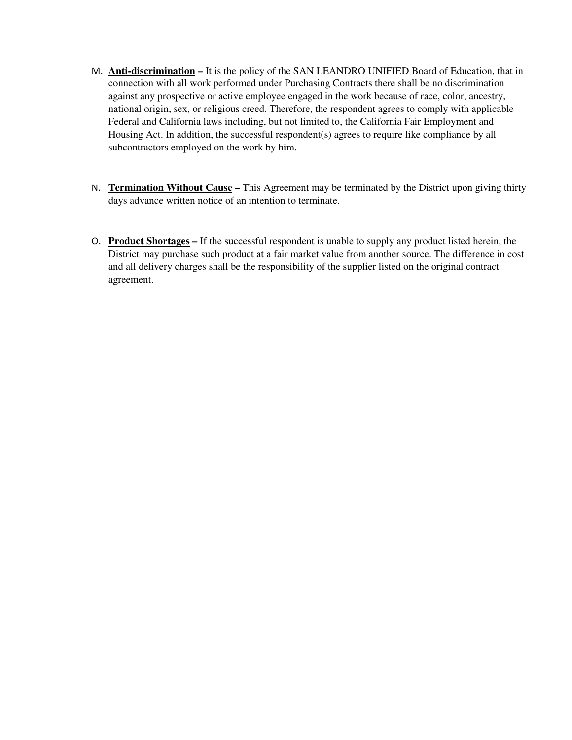M. **<u>Anti-discrimination</u> –** It is the policy of the SAN LEANDRO UNIFIED Board of Education, that in connection with all work performed under Purchasing Contracts there shall be no discrimination against any prospective or active employee engaged in the work because of race, color, ancestry, national origin, sex, or religious creed. Therefore, the respondent agrees to comply with applicable Federal and California laws including, but not limited to, the California Fair Employment and Housing Act. In addition, the successful respondent(s) agrees to require like compliance by all subcontractors employed on the work by him.

N. **<u>Termination Without Cause</u> –** This Agreement may be terminated by the District upon giving thirty days advance written notice of an intention to terminate.

O. **<u>Product Shortages</u> –** If the successful respondent is unable to supply any product listed herein, the District may purchase such product at a fair market value from another source. The difference in cost and all delivery charges shall be the responsibility of the supplier listed on the original contract agreement.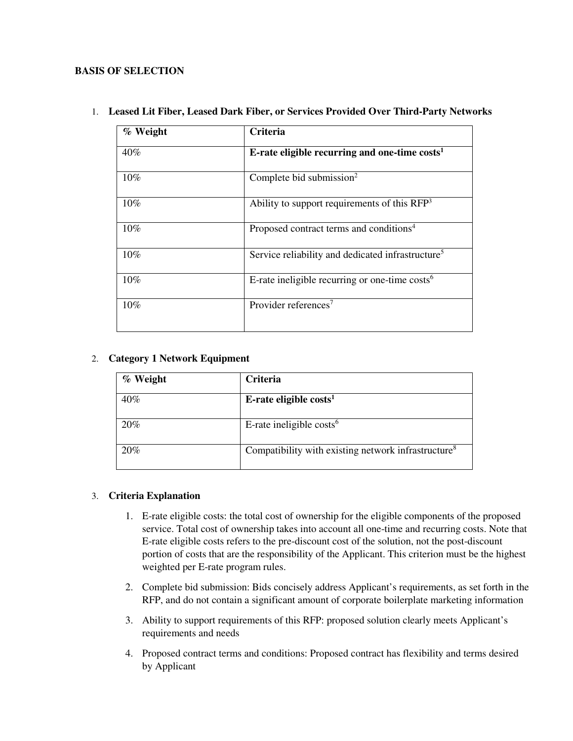**BASIS OF SELECTION**

1. **Leased Lit Fiber, Leased Dark Fiber, or Services Provided Over Third-Party Networks**

| % Weight | Criteria |
|---|---|
| 40% | **E-rate eligible recurring and one-time costs[1]** |
| 10% | Complete bid submission[2] |
| 10% | Ability to support requirements of this RFP[3] |
| 10% | Proposed contract terms and conditions[4] |
| 10% | Service reliability and dedicated infrastructure[5] |
| 10% | E-rate ineligible recurring or one-time costs[6] |
| 10% | Provider references[7] |

2. **Category 1 Network Equipment**

| % Weight | Criteria |
|---|---|
| 40% | **E-rate eligible costs[1]** |
| 20% | E-rate ineligible costs[6] |
| 20% | Compatibility with existing network infrastructure[8] |

3. **Criteria Explanation**

   1. E-rate eligible costs: the total cost of ownership for the eligible components of the proposed service. Total cost of ownership takes into account all one-time and recurring costs. Note that E-rate eligible costs refers to the pre-discount cost of the solution, not the post-discount portion of costs that are the responsibility of the Applicant. This criterion must be the highest weighted per E-rate program rules.
   2. Complete bid submission: Bids concisely address Applicant's requirements, as set forth in the RFP, and do not contain a significant amount of corporate boilerplate marketing information
   3. Ability to support requirements of this RFP: proposed solution clearly meets Applicant's requirements and needs
   4. Proposed contract terms and conditions: Proposed contract has flexibility and terms desired by Applicant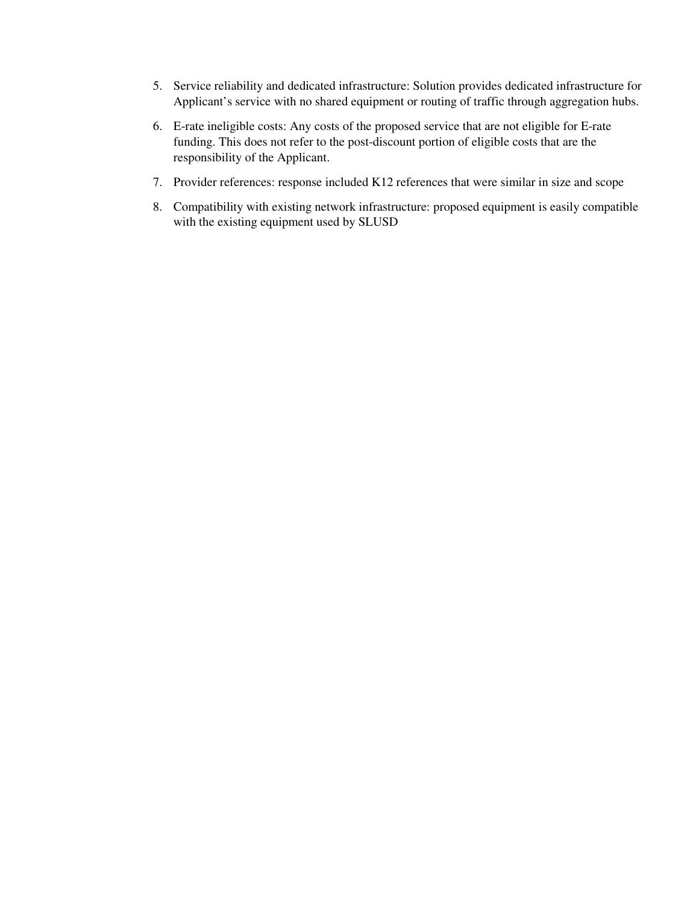5. Service reliability and dedicated infrastructure: Solution provides dedicated infrastructure for Applicant's service with no shared equipment or routing of traffic through aggregation hubs.
6. E-rate ineligible costs: Any costs of the proposed service that are not eligible for E-rate funding. This does not refer to the post-discount portion of eligible costs that are the responsibility of the Applicant.
7. Provider references: response included K12 references that were similar in size and scope
8. Compatibility with existing network infrastructure: proposed equipment is easily compatible with the existing equipment used by SLUSD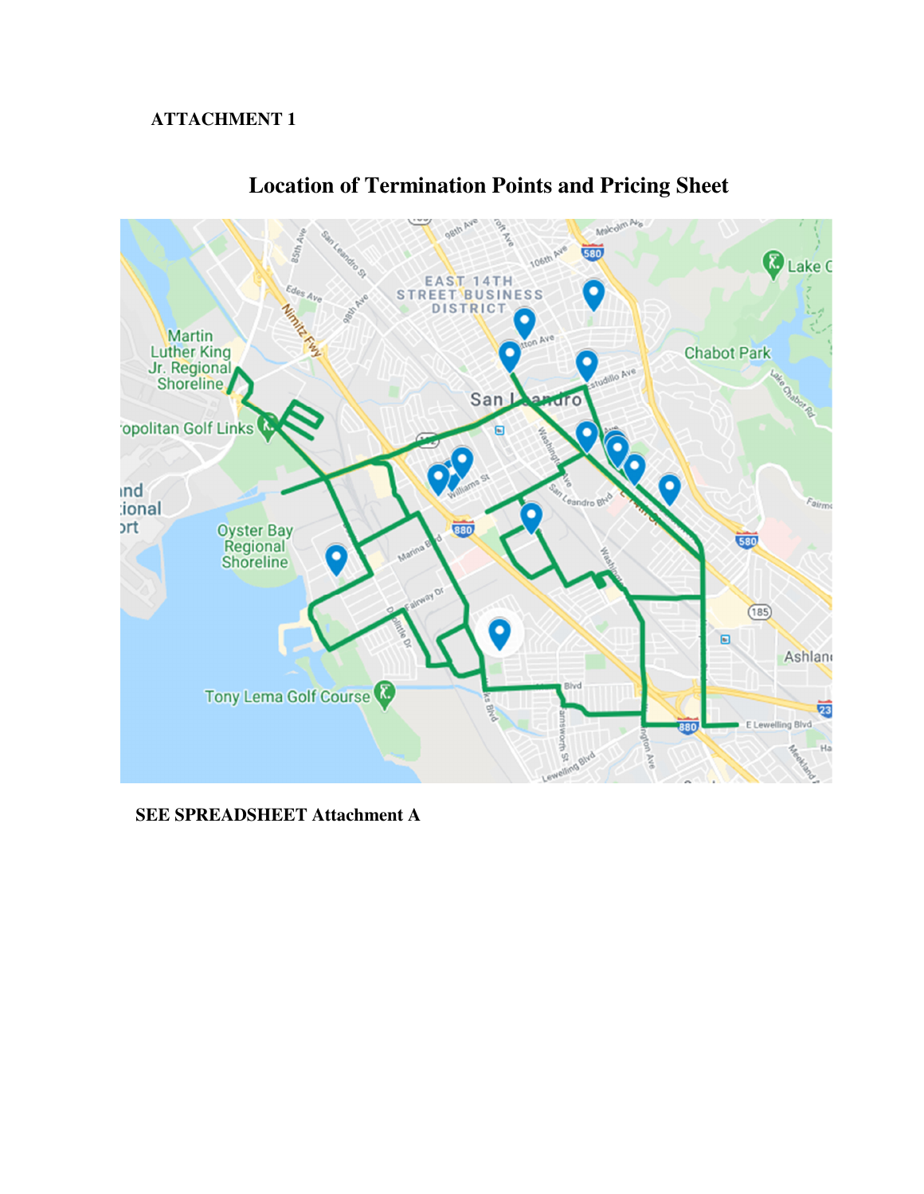**ATTACHMENT 1**

## Location of Termination Points and Pricing Sheet

**SEE SPREADSHEET Attachment A**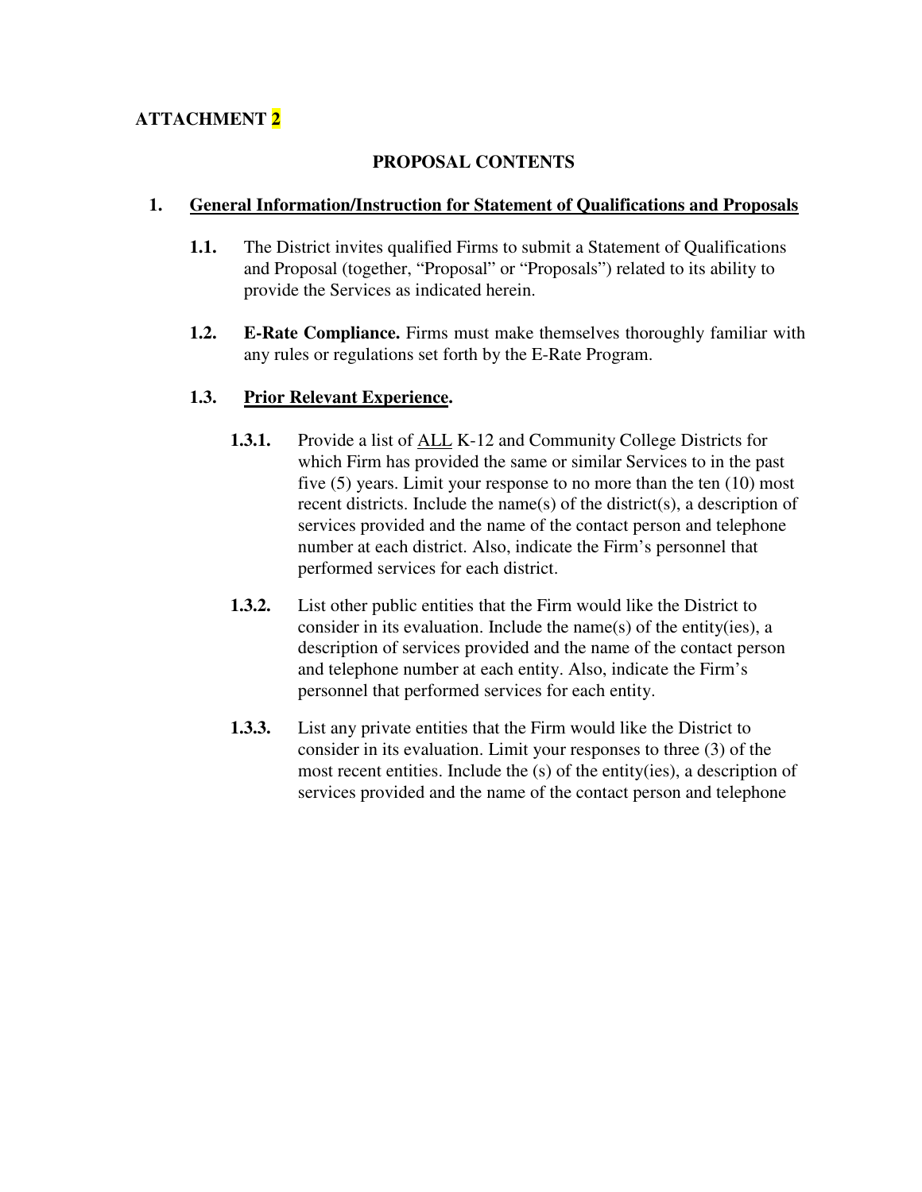**ATTACHMENT 2**

## PROPOSAL CONTENTS

**1. <u>General Information/Instruction for Statement of Qualifications and Proposals</u>**

**1.1.** The District invites qualified Firms to submit a Statement of Qualifications and Proposal (together, "Proposal" or "Proposals") related to its ability to provide the Services as indicated herein.

**1.2.** **E-Rate Compliance.** Firms must make themselves thoroughly familiar with any rules or regulations set forth by the E-Rate Program.

**1.3.** **<u>Prior Relevant Experience</u>.**

**1.3.1.** Provide a list of <u>ALL</u> K-12 and Community College Districts for which Firm has provided the same or similar Services to in the past five (5) years. Limit your response to no more than the ten (10) most recent districts. Include the name(s) of the district(s), a description of services provided and the name of the contact person and telephone number at each district. Also, indicate the Firm's personnel that performed services for each district.

**1.3.2.** List other public entities that the Firm would like the District to consider in its evaluation. Include the name(s) of the entity(ies), a description of services provided and the name of the contact person and telephone number at each entity. Also, indicate the Firm's personnel that performed services for each entity.

**1.3.3.** List any private entities that the Firm would like the District to consider in its evaluation. Limit your responses to three (3) of the most recent entities. Include the (s) of the entity(ies), a description of services provided and the name of the contact person and telephone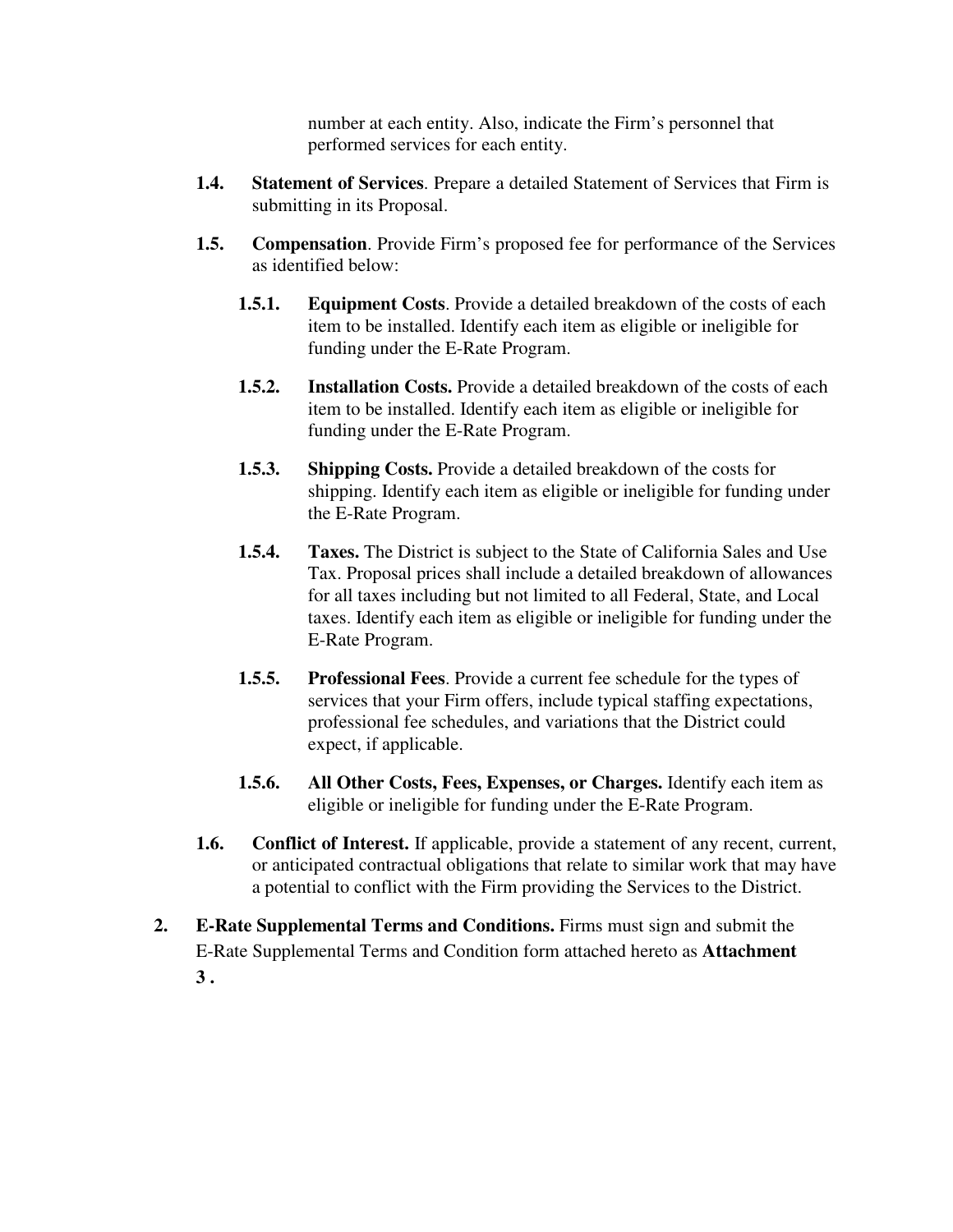number at each entity. Also, indicate the Firm's personnel that performed services for each entity.

**1.4. Statement of Services**. Prepare a detailed Statement of Services that Firm is submitting in its Proposal.

**1.5. Compensation**. Provide Firm's proposed fee for performance of the Services as identified below:

**1.5.1. Equipment Costs**. Provide a detailed breakdown of the costs of each item to be installed. Identify each item as eligible or ineligible for funding under the E-Rate Program.

**1.5.2. Installation Costs.** Provide a detailed breakdown of the costs of each item to be installed. Identify each item as eligible or ineligible for funding under the E-Rate Program.

**1.5.3. Shipping Costs.** Provide a detailed breakdown of the costs for shipping. Identify each item as eligible or ineligible for funding under the E-Rate Program.

**1.5.4. Taxes.** The District is subject to the State of California Sales and Use Tax. Proposal prices shall include a detailed breakdown of allowances for all taxes including but not limited to all Federal, State, and Local taxes. Identify each item as eligible or ineligible for funding under the E-Rate Program.

**1.5.5. Professional Fees**. Provide a current fee schedule for the types of services that your Firm offers, include typical staffing expectations, professional fee schedules, and variations that the District could expect, if applicable.

**1.5.6. All Other Costs, Fees, Expenses, or Charges.** Identify each item as eligible or ineligible for funding under the E-Rate Program.

**1.6. Conflict of Interest.** If applicable, provide a statement of any recent, current, or anticipated contractual obligations that relate to similar work that may have a potential to conflict with the Firm providing the Services to the District.

**2. E-Rate Supplemental Terms and Conditions.** Firms must sign and submit the E-Rate Supplemental Terms and Condition form attached hereto as **Attachment 3 .**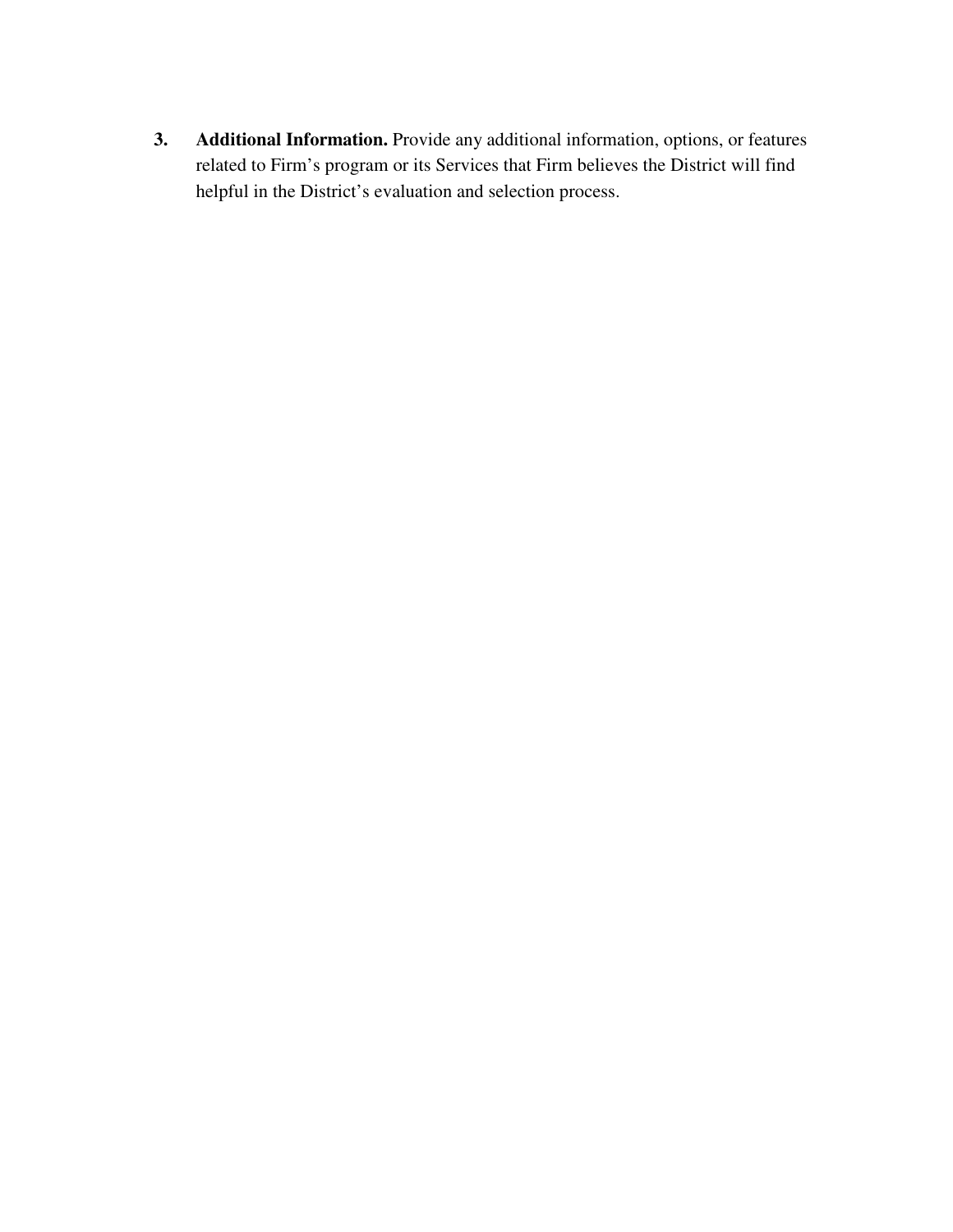3. **Additional Information.** Provide any additional information, options, or features related to Firm's program or its Services that Firm believes the District will find helpful in the District's evaluation and selection process.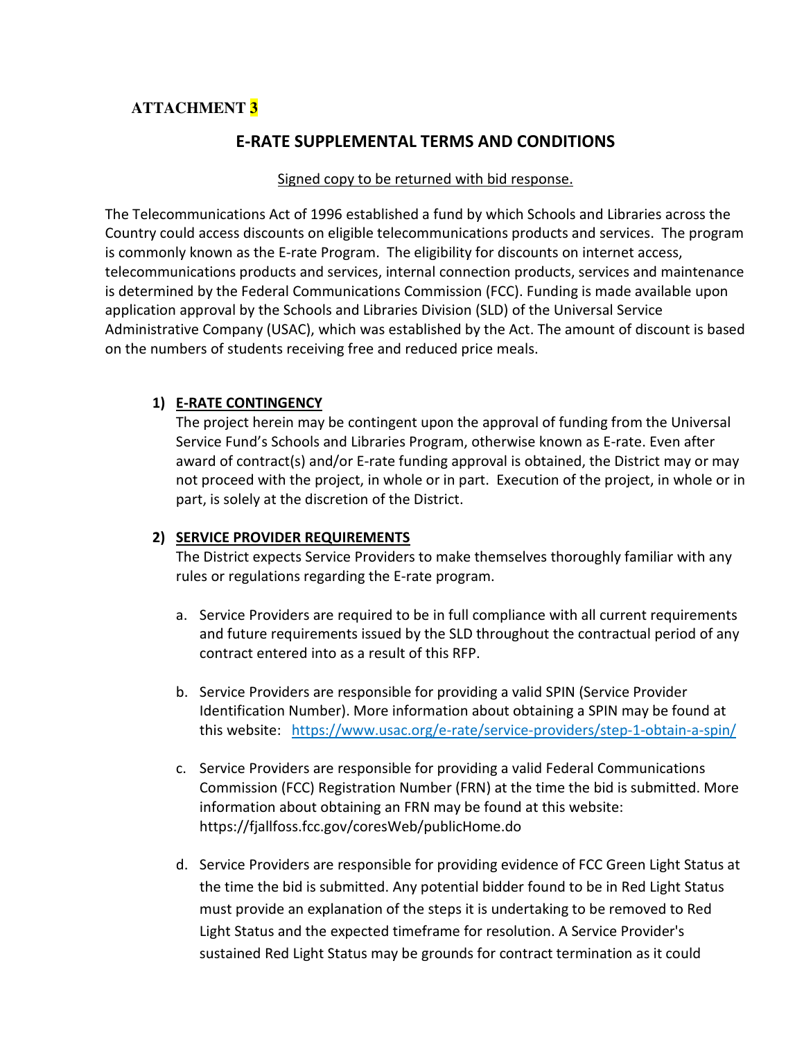## ATTACHMENT 3

## E-RATE SUPPLEMENTAL TERMS AND CONDITIONS

Signed copy to be returned with bid response.

The Telecommunications Act of 1996 established a fund by which Schools and Libraries across the Country could access discounts on eligible telecommunications products and services. The program is commonly known as the E-rate Program. The eligibility for discounts on internet access, telecommunications products and services, internal connection products, services and maintenance is determined by the Federal Communications Commission (FCC). Funding is made available upon application approval by the Schools and Libraries Division (SLD) of the Universal Service Administrative Company (USAC), which was established by the Act. The amount of discount is based on the numbers of students receiving free and reduced price meals.

1) **E-RATE CONTINGENCY**

   The project herein may be contingent upon the approval of funding from the Universal Service Fund's Schools and Libraries Program, otherwise known as E-rate. Even after award of contract(s) and/or E-rate funding approval is obtained, the District may or may not proceed with the project, in whole or in part. Execution of the project, in whole or in part, is solely at the discretion of the District.

2) **SERVICE PROVIDER REQUIREMENTS**

   The District expects Service Providers to make themselves thoroughly familiar with any rules or regulations regarding the E-rate program.

   a. Service Providers are required to be in full compliance with all current requirements and future requirements issued by the SLD throughout the contractual period of any contract entered into as a result of this RFP.

   b. Service Providers are responsible for providing a valid SPIN (Service Provider Identification Number). More information about obtaining a SPIN may be found at this website: https://www.usac.org/e-rate/service-providers/step-1-obtain-a-spin/

   c. Service Providers are responsible for providing a valid Federal Communications Commission (FCC) Registration Number (FRN) at the time the bid is submitted. More information about obtaining an FRN may be found at this website: https://fjallfoss.fcc.gov/coresWeb/publicHome.do

   d. Service Providers are responsible for providing evidence of FCC Green Light Status at the time the bid is submitted. Any potential bidder found to be in Red Light Status must provide an explanation of the steps it is undertaking to be removed to Red Light Status and the expected timeframe for resolution. A Service Provider's sustained Red Light Status may be grounds for contract termination as it could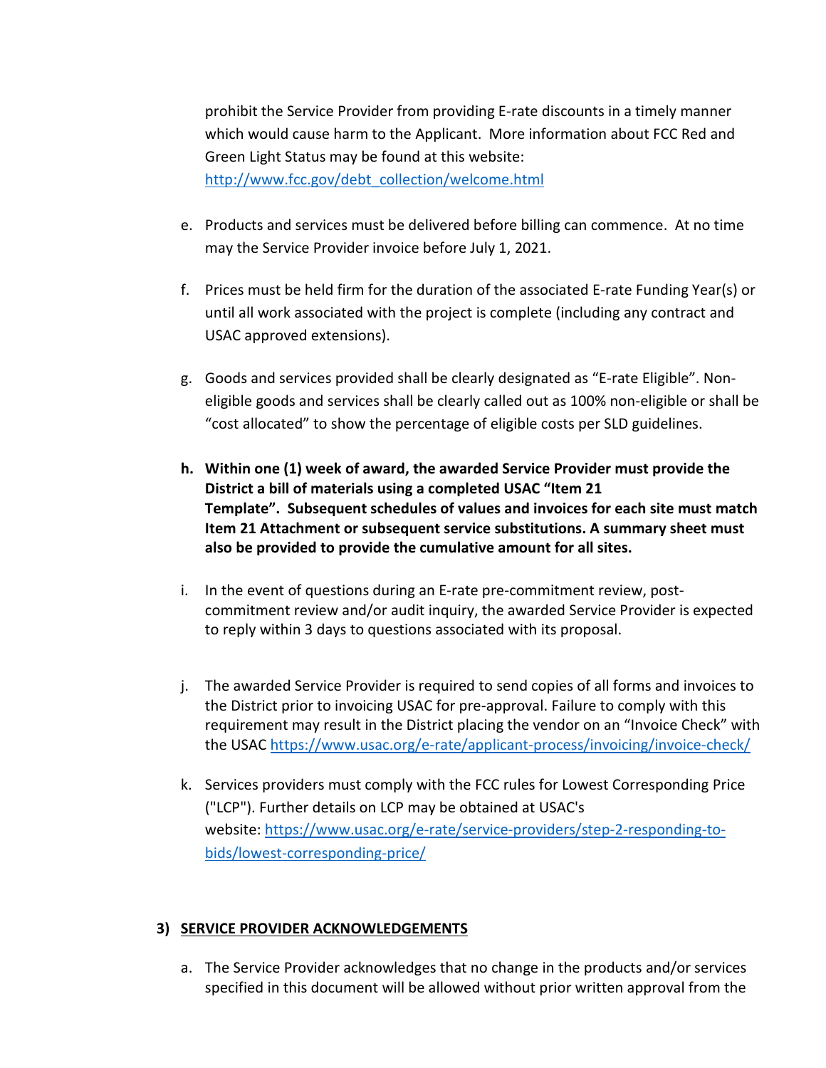prohibit the Service Provider from providing E-rate discounts in a timely manner which would cause harm to the Applicant. More information about FCC Red and Green Light Status may be found at this website: [http://www.fcc.gov/debt_collection/welcome.html](http://www.fcc.gov/debt_collection/welcome.html)

e. Products and services must be delivered before billing can commence. At no time may the Service Provider invoice before July 1, 2021.

f. Prices must be held firm for the duration of the associated E-rate Funding Year(s) or until all work associated with the project is complete (including any contract and USAC approved extensions).

g. Goods and services provided shall be clearly designated as "E-rate Eligible". Non-eligible goods and services shall be clearly called out as 100% non-eligible or shall be "cost allocated" to show the percentage of eligible costs per SLD guidelines.

**h. Within one (1) week of award, the awarded Service Provider must provide the District a bill of materials using a completed USAC "Item 21 Template". Subsequent schedules of values and invoices for each site must match Item 21 Attachment or subsequent service substitutions. A summary sheet must also be provided to provide the cumulative amount for all sites.**

i. In the event of questions during an E-rate pre-commitment review, post-commitment review and/or audit inquiry, the awarded Service Provider is expected to reply within 3 days to questions associated with its proposal.

j. The awarded Service Provider is required to send copies of all forms and invoices to the District prior to invoicing USAC for pre-approval. Failure to comply with this requirement may result in the District placing the vendor on an "Invoice Check" with the USAC [https://www.usac.org/e-rate/applicant-process/invoicing/invoice-check/](https://www.usac.org/e-rate/applicant-process/invoicing/invoice-check/)

k. Services providers must comply with the FCC rules for Lowest Corresponding Price ("LCP"). Further details on LCP may be obtained at USAC's website: [https://www.usac.org/e-rate/service-providers/step-2-responding-to-bids/lowest-corresponding-price/](https://www.usac.org/e-rate/service-providers/step-2-responding-to-bids/lowest-corresponding-price/)

## 3) SERVICE PROVIDER ACKNOWLEDGEMENTS

a. The Service Provider acknowledges that no change in the products and/or services specified in this document will be allowed without prior written approval from the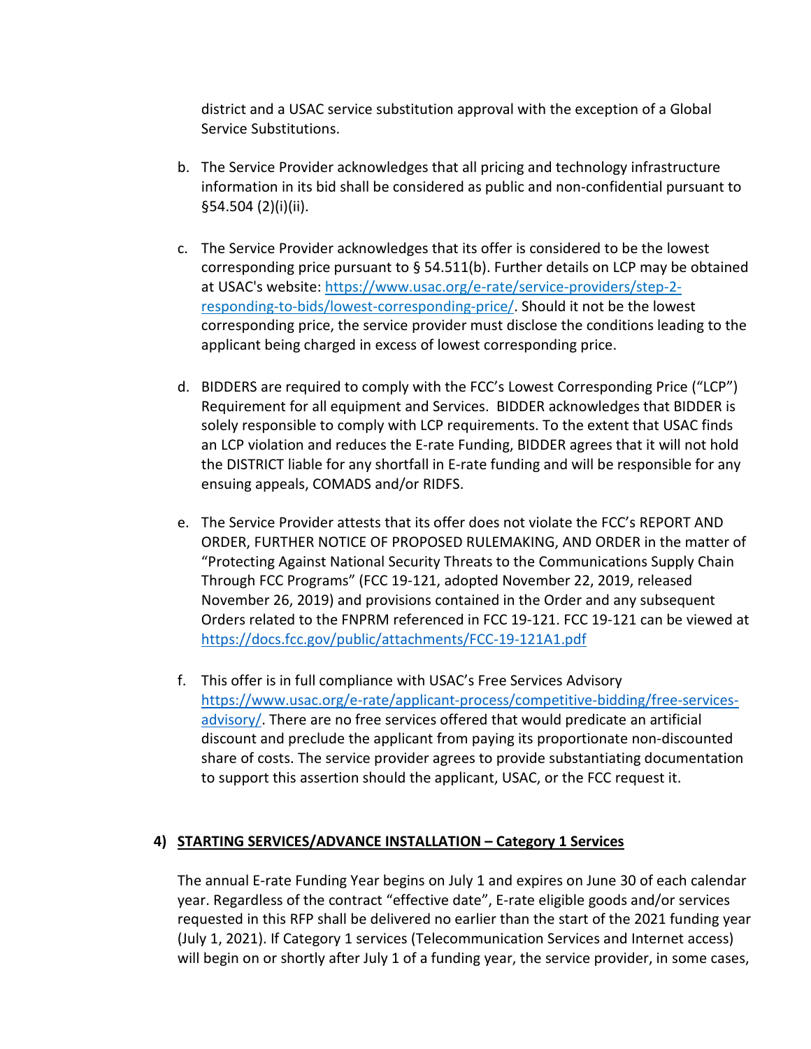district and a USAC service substitution approval with the exception of a Global Service Substitutions.

b. The Service Provider acknowledges that all pricing and technology infrastructure information in its bid shall be considered as public and non-confidential pursuant to §54.504 (2)(i)(ii).

c. The Service Provider acknowledges that its offer is considered to be the lowest corresponding price pursuant to § 54.511(b). Further details on LCP may be obtained at USAC's website: https://www.usac.org/e-rate/service-providers/step-2-responding-to-bids/lowest-corresponding-price/. Should it not be the lowest corresponding price, the service provider must disclose the conditions leading to the applicant being charged in excess of lowest corresponding price.

d. BIDDERS are required to comply with the FCC's Lowest Corresponding Price ("LCP") Requirement for all equipment and Services. BIDDER acknowledges that BIDDER is solely responsible to comply with LCP requirements. To the extent that USAC finds an LCP violation and reduces the E-rate Funding, BIDDER agrees that it will not hold the DISTRICT liable for any shortfall in E-rate funding and will be responsible for any ensuing appeals, COMADS and/or RIDFS.

e. The Service Provider attests that its offer does not violate the FCC's REPORT AND ORDER, FURTHER NOTICE OF PROPOSED RULEMAKING, AND ORDER in the matter of "Protecting Against National Security Threats to the Communications Supply Chain Through FCC Programs" (FCC 19-121, adopted November 22, 2019, released November 26, 2019) and provisions contained in the Order and any subsequent Orders related to the FNPRM referenced in FCC 19-121. FCC 19-121 can be viewed at https://docs.fcc.gov/public/attachments/FCC-19-121A1.pdf

f. This offer is in full compliance with USAC's Free Services Advisory https://www.usac.org/e-rate/applicant-process/competitive-bidding/free-services-advisory/. There are no free services offered that would predicate an artificial discount and preclude the applicant from paying its proportionate non-discounted share of costs. The service provider agrees to provide substantiating documentation to support this assertion should the applicant, USAC, or the FCC request it.

## 4) STARTING SERVICES/ADVANCE INSTALLATION – Category 1 Services

The annual E-rate Funding Year begins on July 1 and expires on June 30 of each calendar year. Regardless of the contract "effective date", E-rate eligible goods and/or services requested in this RFP shall be delivered no earlier than the start of the 2021 funding year (July 1, 2021). If Category 1 services (Telecommunication Services and Internet access) will begin on or shortly after July 1 of a funding year, the service provider, in some cases,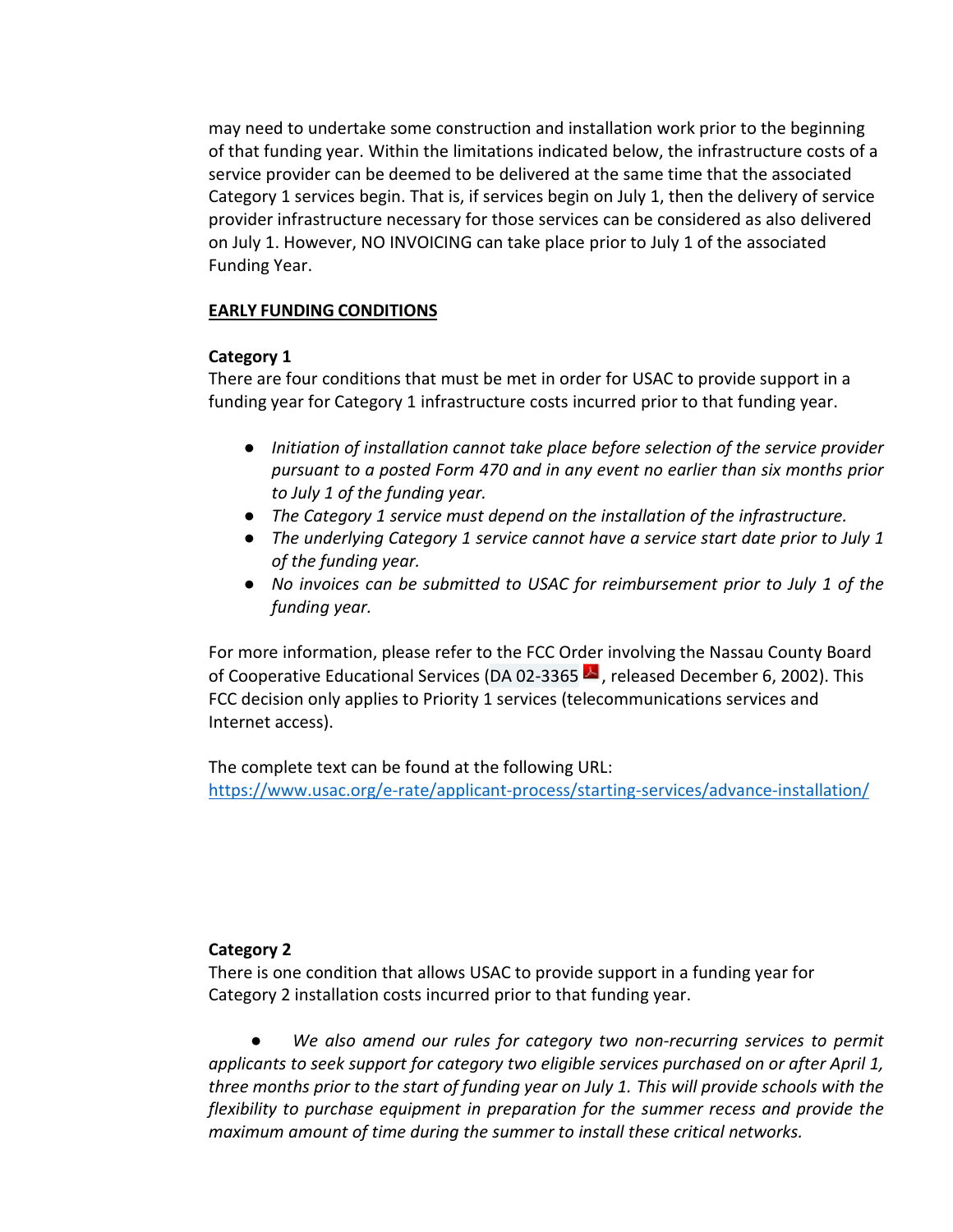may need to undertake some construction and installation work prior to the beginning of that funding year. Within the limitations indicated below, the infrastructure costs of a service provider can be deemed to be delivered at the same time that the associated Category 1 services begin. That is, if services begin on July 1, then the delivery of service provider infrastructure necessary for those services can be considered as also delivered on July 1. However, NO INVOICING can take place prior to July 1 of the associated Funding Year.

**EARLY FUNDING CONDITIONS**

**Category 1**

There are four conditions that must be met in order for USAC to provide support in a funding year for Category 1 infrastructure costs incurred prior to that funding year.

- *Initiation of installation cannot take place before selection of the service provider pursuant to a posted Form 470 and in any event no earlier than six months prior to July 1 of the funding year.*
- *The Category 1 service must depend on the installation of the infrastructure.*
- *The underlying Category 1 service cannot have a service start date prior to July 1 of the funding year.*
- *No invoices can be submitted to USAC for reimbursement prior to July 1 of the funding year.*

For more information, please refer to the FCC Order involving the Nassau County Board of Cooperative Educational Services (DA 02-3365, released December 6, 2002). This FCC decision only applies to Priority 1 services (telecommunications services and Internet access).

The complete text can be found at the following URL: https://www.usac.org/e-rate/applicant-process/starting-services/advance-installation/

**Category 2**

There is one condition that allows USAC to provide support in a funding year for Category 2 installation costs incurred prior to that funding year.

- *We also amend our rules for category two non-recurring services to permit applicants to seek support for category two eligible services purchased on or after April 1, three months prior to the start of funding year on July 1. This will provide schools with the flexibility to purchase equipment in preparation for the summer recess and provide the maximum amount of time during the summer to install these critical networks.*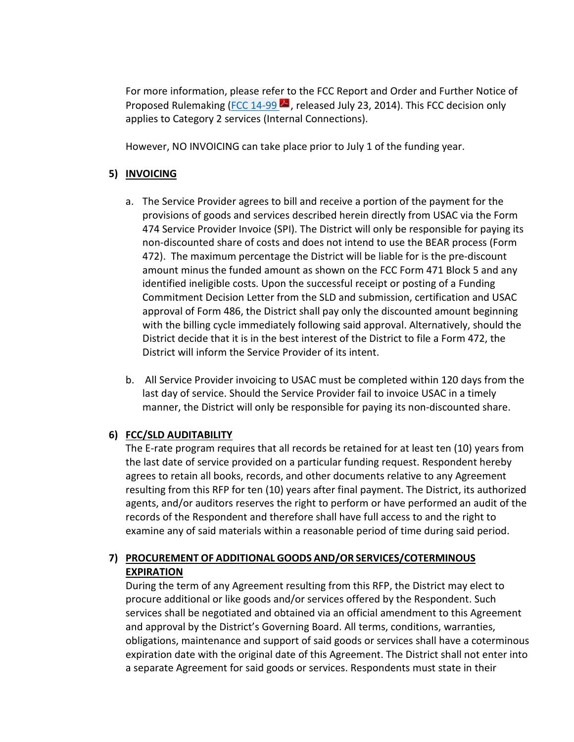For more information, please refer to the FCC Report and Order and Further Notice of Proposed Rulemaking (FCC 14-99, released July 23, 2014). This FCC decision only applies to Category 2 services (Internal Connections).

However, NO INVOICING can take place prior to July 1 of the funding year.

**5) INVOICING**

a. The Service Provider agrees to bill and receive a portion of the payment for the provisions of goods and services described herein directly from USAC via the Form 474 Service Provider Invoice (SPI). The District will only be responsible for paying its non-discounted share of costs and does not intend to use the BEAR process (Form 472). The maximum percentage the District will be liable for is the pre-discount amount minus the funded amount as shown on the FCC Form 471 Block 5 and any identified ineligible costs. Upon the successful receipt or posting of a Funding Commitment Decision Letter from the SLD and submission, certification and USAC approval of Form 486, the District shall pay only the discounted amount beginning with the billing cycle immediately following said approval. Alternatively, should the District decide that it is in the best interest of the District to file a Form 472, the District will inform the Service Provider of its intent.

b. All Service Provider invoicing to USAC must be completed within 120 days from the last day of service. Should the Service Provider fail to invoice USAC in a timely manner, the District will only be responsible for paying its non-discounted share.

**6) FCC/SLD AUDITABILITY**

The E-rate program requires that all records be retained for at least ten (10) years from the last date of service provided on a particular funding request. Respondent hereby agrees to retain all books, records, and other documents relative to any Agreement resulting from this RFP for ten (10) years after final payment. The District, its authorized agents, and/or auditors reserves the right to perform or have performed an audit of the records of the Respondent and therefore shall have full access to and the right to examine any of said materials within a reasonable period of time during said period.

**7) PROCUREMENT OF ADDITIONAL GOODS AND/OR SERVICES/COTERMINOUS EXPIRATION**

During the term of any Agreement resulting from this RFP, the District may elect to procure additional or like goods and/or services offered by the Respondent. Such services shall be negotiated and obtained via an official amendment to this Agreement and approval by the District's Governing Board. All terms, conditions, warranties, obligations, maintenance and support of said goods or services shall have a coterminous expiration date with the original date of this Agreement. The District shall not enter into a separate Agreement for said goods or services. Respondents must state in their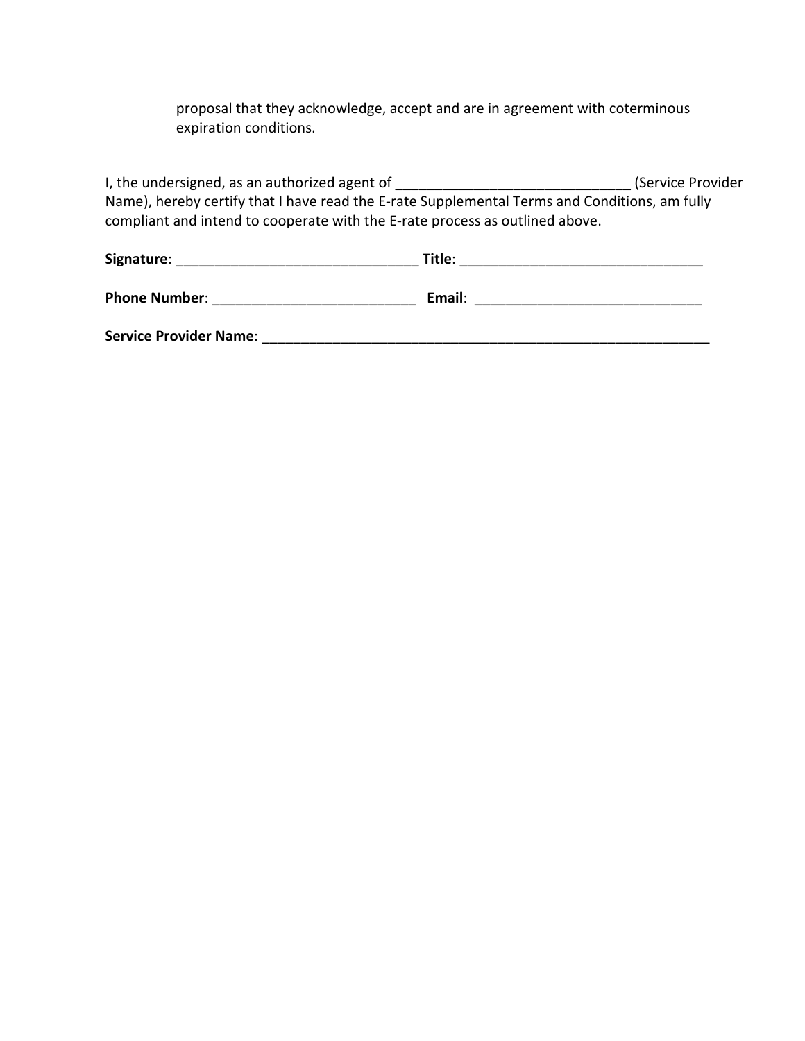proposal that they acknowledge, accept and are in agreement with coterminous expiration conditions.

I, the undersigned, as an authorized agent of ______________________________ (Service Provider Name), hereby certify that I have read the E-rate Supplemental Terms and Conditions, am fully compliant and intend to cooperate with the E-rate process as outlined above.

**Signature**: _______________________________ **Title**: _______________________________

**Phone Number**: __________________________ **Email**: _____________________________

**Service Provider Name**: ___________________________________________________________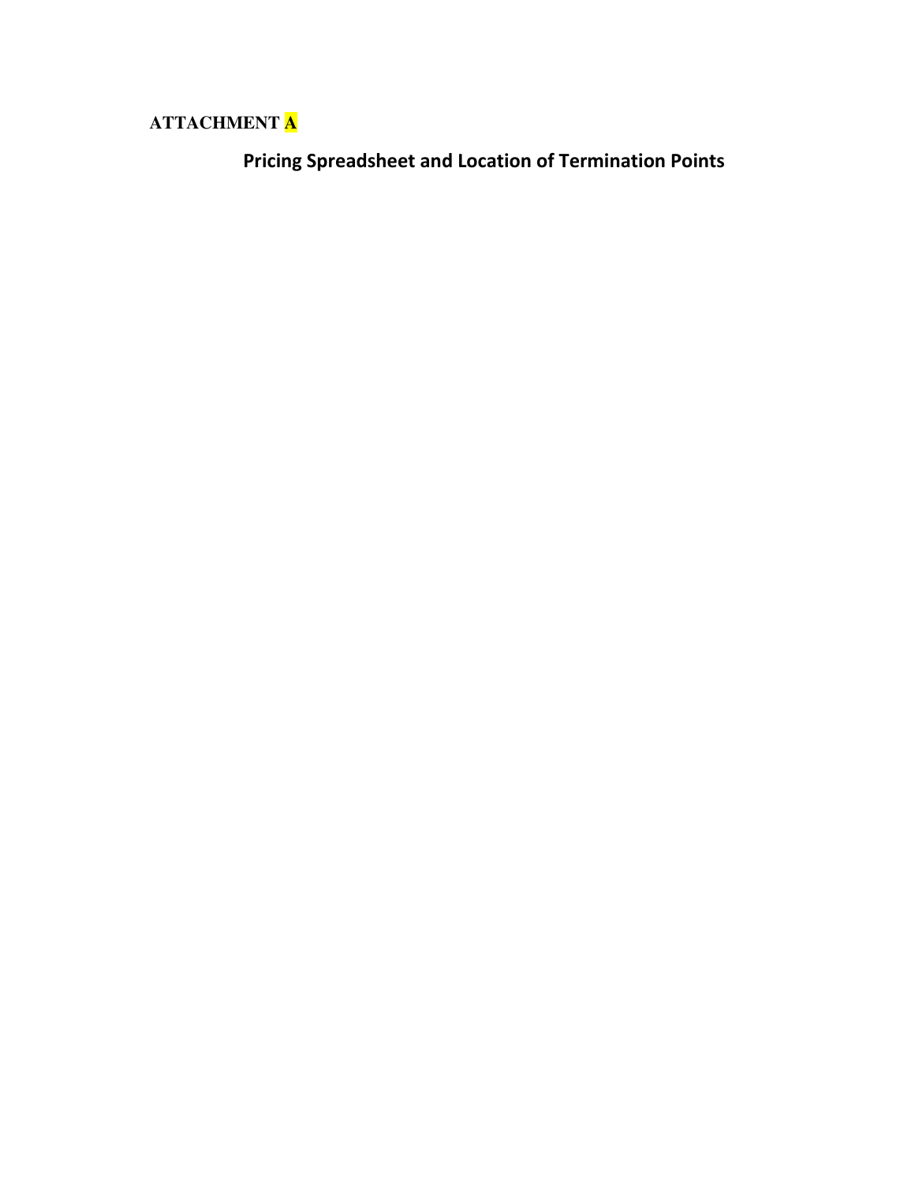**ATTACHMENT A**

## Pricing Spreadsheet and Location of Termination Points